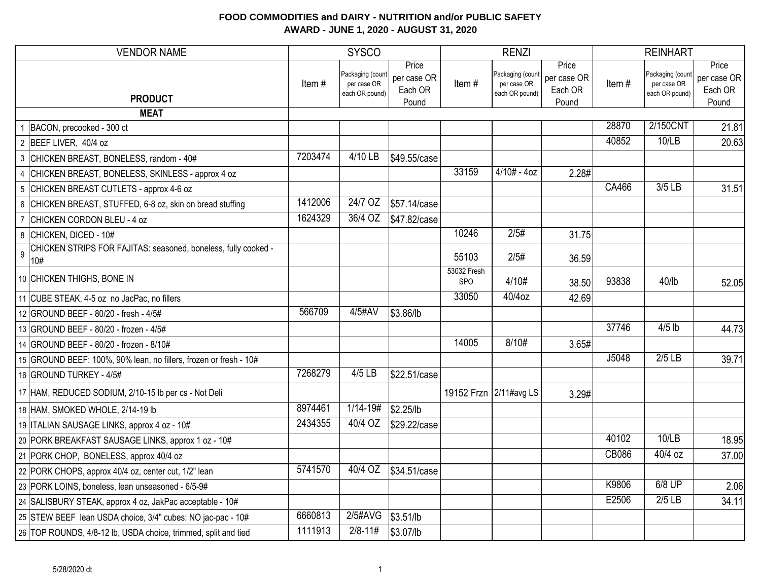**FOOD COMMODITIES and DAIRY - NUTRITION and/or PUBLIC SAFETY**
**AWARD - JUNE 1, 2020 - AUGUST 31, 2020**

| | VENDOR NAME | SYSCO | | | RENZI | | | REINHART | | |
|---|---|---|---|---|---|---|---|---|---|---|
| | **PRODUCT** | Item # | Packaging (count per case OR each OR pound) | Price per case OR Each OR Pound | Item # | Packaging (count per case OR each OR pound) | Price per case OR Each OR Pound | Item # | Packaging (count per case OR each OR pound) | Price per case OR Each OR Pound |
| | **MEAT** | | | | | | | | | |
| 1 | BACON, precooked - 300 ct | | | | | | | 28870 | 2/150CNT | 21.81 |
| 2 | BEEF LIVER, 40/4 oz | | | | | | | 40852 | 10/LB | 20.63 |
| 3 | CHICKEN BREAST, BONELESS, random - 40# | 7203474 | 4/10 LB | $49.55/case | | | | | | |
| 4 | CHICKEN BREAST, BONELESS, SKINLESS - approx 4 oz | | | | 33159 | 4/10# - 4oz | 2.28# | | | |
| 5 | CHICKEN BREAST CUTLETS - approx 4-6 oz | | | | | | | CA466 | 3/5 LB | 31.51 |
| 6 | CHICKEN BREAST, STUFFED, 6-8 oz, skin on bread stuffing | 1412006 | 24/7 OZ | $57.14/case | | | | | | |
| 7 | CHICKEN CORDON BLEU - 4 oz | 1624329 | 36/4 OZ | $47.82/case | | | | | | |
| 8 | CHICKEN, DICED - 10# | | | | 10246 | 2/5# | 31.75 | | | |
| 9 | CHICKEN STRIPS FOR FAJITAS: seasoned, boneless, fully cooked - 10# | | | | 55103 | 2/5# | 36.59 | | | |
| 10 | CHICKEN THIGHS, BONE IN | | | | 53032 Fresh SPO | 4/10# | 38.50 | 93838 | 40/lb | 52.05 |
| 11 | CUBE STEAK, 4-5 oz no JacPac, no fillers | | | | 33050 | 40/4oz | 42.69 | | | |
| 12 | GROUND BEEF - 80/20 - fresh - 4/5# | 566709 | 4/5#AV | $3.86/lb | | | | | | |
| 13 | GROUND BEEF - 80/20 - frozen - 4/5# | | | | | | | 37746 | 4/5 lb | 44.73 |
| 14 | GROUND BEEF - 80/20 - frozen - 8/10# | | | | 14005 | 8/10# | 3.65# | | | |
| 15 | GROUND BEEF: 100%, 90% lean, no fillers, frozen or fresh - 10# | | | | | | | J5048 | 2/5 LB | 39.71 |
| 16 | GROUND TURKEY - 4/5# | 7268279 | 4/5 LB | $22.51/case | | | | | | |
| 17 | HAM, REDUCED SODIUM, 2/10-15 lb per cs - Not Deli | | | | 19152 Frzn | 2/11#avg LS | 3.29# | | | |
| 18 | HAM, SMOKED WHOLE, 2/14-19 lb | 8974461 | 1/14-19# | $2.25/lb | | | | | | |
| 19 | ITALIAN SAUSAGE LINKS, approx 4 oz - 10# | 2434355 | 40/4 OZ | $29.22/case | | | | | | |
| 20 | PORK BREAKFAST SAUSAGE LINKS, approx 1 oz - 10# | | | | | | | 40102 | 10/LB | 18.95 |
| 21 | PORK CHOP, BONELESS, approx 40/4 oz | | | | | | | CB086 | 40/4 oz | 37.00 |
| 22 | PORK CHOPS, approx 40/4 oz, center cut, 1/2" lean | 5741570 | 40/4 OZ | $34.51/case | | | | | | |
| 23 | PORK LOINS, boneless, lean unseasoned - 6/5-9# | | | | | | | K9806 | 6/8 UP | 2.06 |
| 24 | SALISBURY STEAK, approx 4 oz, JakPac acceptable - 10# | | | | | | | E2506 | 2/5 LB | 34.11 |
| 25 | STEW BEEF lean USDA choice, 3/4" cubes: NO jac-pac - 10# | 6660813 | 2/5#AVG | $3.51/lb | | | | | | |
| 26 | TOP ROUNDS, 4/8-12 lb, USDA choice, trimmed, split and tied | 1111913 | 2/8-11# | $3.07/lb | | | | | | |

5/28/2020 dt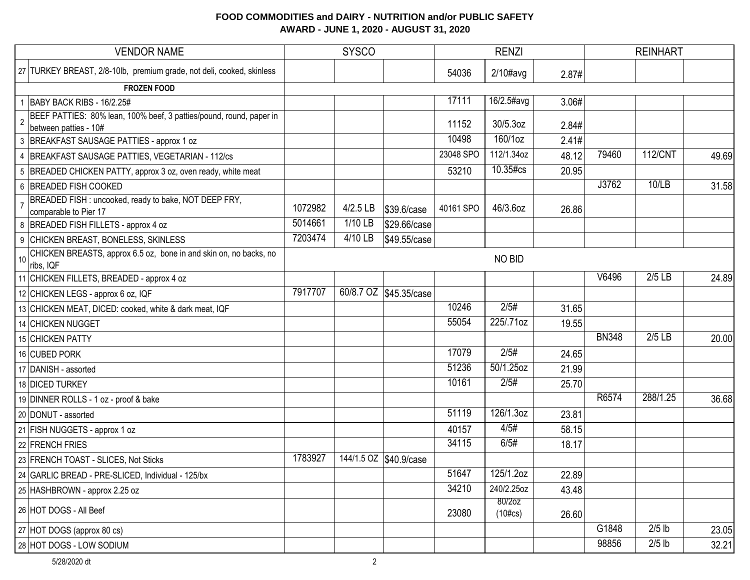**FOOD COMMODITIES and DAIRY - NUTRITION and/or PUBLIC SAFETY**
**AWARD - JUNE 1, 2020 - AUGUST 31, 2020**

| | VENDOR NAME | SYSCO | | | RENZI | | | REINHART | | |
|---|---|---|---|---|---|---|---|---|---|---|
| 27 | TURKEY BREAST, 2/8-10lb, premium grade, not deli, cooked, skinless | | | | 54036 | 2/10#avg | 2.87# | | | |
| | **FROZEN FOOD** | | | | | | | | | |
| 1 | BABY BACK RIBS - 16/2.25# | | | | 17111 | 16/2.5#avg | 3.06# | | | |
| 2 | BEEF PATTIES: 80% lean, 100% beef, 3 patties/pound, round, paper in between patties - 10# | | | | 11152 | 30/5.3oz | 2.84# | | | |
| 3 | BREAKFAST SAUSAGE PATTIES - approx 1 oz | | | | 10498 | 160/1oz | 2.41# | | | |
| 4 | BREAKFAST SAUSAGE PATTIES, VEGETARIAN - 112/cs | | | | 23048 SPO | 112/1.34oz | 48.12 | 79460 | 112/CNT | 49.69 |
| 5 | BREADED CHICKEN PATTY, approx 3 oz, oven ready, white meat | | | | 53210 | 10.35#cs | 20.95 | | | |
| 6 | BREADED FISH COOKED | | | | | | | J3762 | 10/LB | 31.58 |
| 7 | BREADED FISH : uncooked, ready to bake, NOT DEEP FRY, comparable to Pier 17 | 1072982 | 4/2.5 LB | $39.6/case | 40161 SPO | 46/3.6oz | 26.86 | | | |
| 8 | BREADED FISH FILLETS - approx 4 oz | 5014661 | 1/10 LB | $29.66/case | | | | | | |
| 9 | CHICKEN BREAST, BONELESS, SKINLESS | 7203474 | 4/10 LB | $49.55/case | | | | | | |
| 10 | CHICKEN BREASTS, approx 6.5 oz, bone in and skin on, no backs, no ribs, IQF | | | | | NO BID | | | | |
| 11 | CHICKEN FILLETS, BREADED - approx 4 oz | | | | | | | V6496 | 2/5 LB | 24.89 |
| 12 | CHICKEN LEGS - approx 6 oz, IQF | 7917707 | 60/8.7 OZ | $45.35/case | | | | | | |
| 13 | CHICKEN MEAT, DICED: cooked, white & dark meat, IQF | | | | 10246 | 2/5# | 31.65 | | | |
| 14 | CHICKEN NUGGET | | | | 55054 | 225/.71oz | 19.55 | | | |
| 15 | CHICKEN PATTY | | | | | | | BN348 | 2/5 LB | 20.00 |
| 16 | CUBED PORK | | | | 17079 | 2/5# | 24.65 | | | |
| 17 | DANISH - assorted | | | | 51236 | 50/1.25oz | 21.99 | | | |
| 18 | DICED TURKEY | | | | 10161 | 2/5# | 25.70 | | | |
| 19 | DINNER ROLLS - 1 oz - proof & bake | | | | | | | R6574 | 288/1.25 | 36.68 |
| 20 | DONUT - assorted | | | | 51119 | 126/1.3oz | 23.81 | | | |
| 21 | FISH NUGGETS - approx 1 oz | | | | 40157 | 4/5# | 58.15 | | | |
| 22 | FRENCH FRIES | | | | 34115 | 6/5# | 18.17 | | | |
| 23 | FRENCH TOAST - SLICES, Not Sticks | 1783927 | 144/1.5 OZ | $40.9/case | | | | | | |
| 24 | GARLIC BREAD - PRE-SLICED, Individual - 125/bx | | | | 51647 | 125/1.2oz | 22.89 | | | |
| 25 | HASHBROWN - approx 2.25 oz | | | | 34210 | 240/2.25oz | 43.48 | | | |
| 26 | HOT DOGS - All Beef | | | | 23080 | 80/2oz (10#cs) | 26.60 | | | |
| 27 | HOT DOGS (approx 80 cs) | | | | | | | G1848 | 2/5 lb | 23.05 |
| 28 | HOT DOGS - LOW SODIUM | | | | | | | 98856 | 2/5 lb | 32.21 |

5/28/2020 dt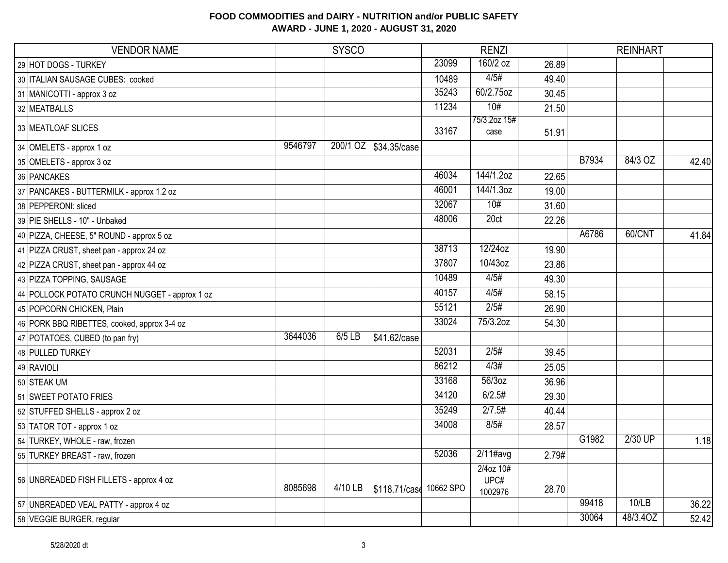# FOOD COMMODITIES and DAIRY - NUTRITION and/or PUBLIC SAFETY

## AWARD - JUNE 1, 2020 - AUGUST 31, 2020

| | VENDOR NAME | SYSCO | | | RENZI | | | REINHART | | |
|---|---|---|---|---|---|---|---|---|---|---|
| 29 | HOT DOGS - TURKEY | | | | 23099 | 160/2 oz | 26.89 | | | |
| 30 | ITALIAN SAUSAGE CUBES: cooked | | | | 10489 | 4/5# | 49.40 | | | |
| 31 | MANICOTTI - approx 3 oz | | | | 35243 | 60/2.75oz | 30.45 | | | |
| 32 | MEATBALLS | | | | 11234 | 10# | 21.50 | | | |
| 33 | MEATLOAF SLICES | | | | 33167 | 75/3.2oz 15# case | 51.91 | | | |
| 34 | OMELETS - approx 1 oz | 9546797 | 200/1 OZ | $34.35/case | | | | | | |
| 35 | OMELETS - approx 3 oz | | | | | | | B7934 | 84/3 OZ | 42.40 |
| 36 | PANCAKES | | | | 46034 | 144/1.2oz | 22.65 | | | |
| 37 | PANCAKES - BUTTERMILK - approx 1.2 oz | | | | 46001 | 144/1.3oz | 19.00 | | | |
| 38 | PEPPERONI: sliced | | | | 32067 | 10# | 31.60 | | | |
| 39 | PIE SHELLS - 10" - Unbaked | | | | 48006 | 20ct | 22.26 | | | |
| 40 | PIZZA, CHEESE, 5" ROUND - approx 5 oz | | | | | | | A6786 | 60/CNT | 41.84 |
| 41 | PIZZA CRUST, sheet pan - approx 24 oz | | | | 38713 | 12/24oz | 19.90 | | | |
| 42 | PIZZA CRUST, sheet pan - approx 44 oz | | | | 37807 | 10/43oz | 23.86 | | | |
| 43 | PIZZA TOPPING, SAUSAGE | | | | 10489 | 4/5# | 49.30 | | | |
| 44 | POLLOCK POTATO CRUNCH NUGGET - approx 1 oz | | | | 40157 | 4/5# | 58.15 | | | |
| 45 | POPCORN CHICKEN, Plain | | | | 55121 | 2/5# | 26.90 | | | |
| 46 | PORK BBQ RIBETTES, cooked, approx 3-4 oz | | | | 33024 | 75/3.2oz | 54.30 | | | |
| 47 | POTATOES, CUBED (to pan fry) | 3644036 | 6/5 LB | $41.62/case | | | | | | |
| 48 | PULLED TURKEY | | | | 52031 | 2/5# | 39.45 | | | |
| 49 | RAVIOLI | | | | 86212 | 4/3# | 25.05 | | | |
| 50 | STEAK UM | | | | 33168 | 56/3oz | 36.96 | | | |
| 51 | SWEET POTATO FRIES | | | | 34120 | 6/2.5# | 29.30 | | | |
| 52 | STUFFED SHELLS - approx 2 oz | | | | 35249 | 2/7.5# | 40.44 | | | |
| 53 | TATOR TOT - approx 1 oz | | | | 34008 | 8/5# | 28.57 | | | |
| 54 | TURKEY, WHOLE - raw, frozen | | | | | | | G1982 | 2/30 UP | 1.18 |
| 55 | TURKEY BREAST - raw, frozen | | | | 52036 | 2/11#avg | 2.79# | | | |
| 56 | UNBREADED FISH FILLETS - approx 4 oz | 8085698 | 4/10 LB | $118.71/case | 10662 SPO | 2/4oz 10# UPC# 1002976 | 28.70 | | | |
| 57 | UNBREADED VEAL PATTY - approx 4 oz | | | | | | | 99418 | 10/LB | 36.22 |
| 58 | VEGGIE BURGER, regular | | | | | | | 30064 | 48/3.4OZ | 52.42 |

5/28/2020 dt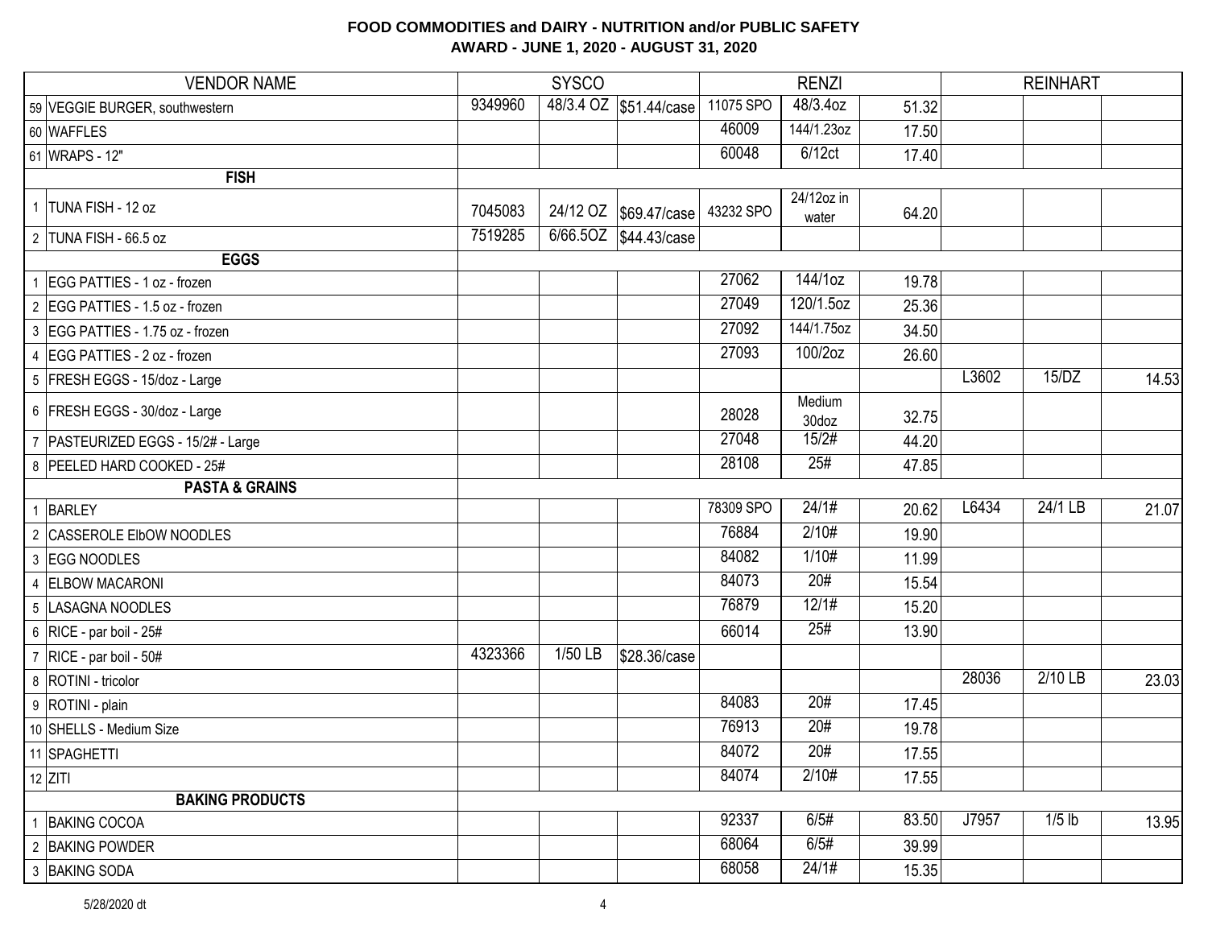# FOOD COMMODITIES and DAIRY - NUTRITION and/or PUBLIC SAFETY

## AWARD - JUNE 1, 2020 - AUGUST 31, 2020

| | VENDOR NAME | SYSCO | | | RENZI | | | REINHART | | |
|---|---|---|---|---|---|---|---|---|---|---|
| 59 | VEGGIE BURGER, southwestern | 9349960 | 48/3.4 OZ | $51.44/case | 11075 SPO | 48/3.4oz | 51.32 | | | |
| 60 | WAFFLES | | | | 46009 | 144/1.23oz | 17.50 | | | |
| 61 | WRAPS - 12" | | | | 60048 | 6/12ct | 17.40 | | | |
| | **FISH** | | | | | | | | | |
| 1 | TUNA FISH - 12 oz | 7045083 | 24/12 OZ | $69.47/case | 43232 SPO | 24/12oz in water | 64.20 | | | |
| 2 | TUNA FISH - 66.5 oz | 7519285 | 6/66.5OZ | $44.43/case | | | | | | |
| | **EGGS** | | | | | | | | | |
| 1 | EGG PATTIES - 1 oz - frozen | | | | 27062 | 144/1oz | 19.78 | | | |
| 2 | EGG PATTIES - 1.5 oz - frozen | | | | 27049 | 120/1.5oz | 25.36 | | | |
| 3 | EGG PATTIES - 1.75 oz - frozen | | | | 27092 | 144/1.75oz | 34.50 | | | |
| 4 | EGG PATTIES - 2 oz - frozen | | | | 27093 | 100/2oz | 26.60 | | | |
| 5 | FRESH EGGS - 15/doz - Large | | | | | | | L3602 | 15/DZ | 14.53 |
| 6 | FRESH EGGS - 30/doz - Large | | | | 28028 | Medium 30doz | 32.75 | | | |
| 7 | PASTEURIZED EGGS - 15/2# - Large | | | | 27048 | 15/2# | 44.20 | | | |
| 8 | PEELED HARD COOKED - 25# | | | | 28108 | 25# | 47.85 | | | |
| | **PASTA & GRAINS** | | | | | | | | | |
| 1 | BARLEY | | | | 78309 SPO | 24/1# | 20.62 | L6434 | 24/1 LB | 21.07 |
| 2 | CASSEROLE ElbOW NOODLES | | | | 76884 | 2/10# | 19.90 | | | |
| 3 | EGG NOODLES | | | | 84082 | 1/10# | 11.99 | | | |
| 4 | ELBOW MACARONI | | | | 84073 | 20# | 15.54 | | | |
| 5 | LASAGNA NOODLES | | | | 76879 | 12/1# | 15.20 | | | |
| 6 | RICE - par boil - 25# | | | | 66014 | 25# | 13.90 | | | |
| 7 | RICE - par boil - 50# | 4323366 | 1/50 LB | $28.36/case | | | | | | |
| 8 | ROTINI - tricolor | | | | | | | 28036 | 2/10 LB | 23.03 |
| 9 | ROTINI - plain | | | | 84083 | 20# | 17.45 | | | |
| 10 | SHELLS - Medium Size | | | | 76913 | 20# | 19.78 | | | |
| 11 | SPAGHETTI | | | | 84072 | 20# | 17.55 | | | |
| 12 | ZITI | | | | 84074 | 2/10# | 17.55 | | | |
| | **BAKING PRODUCTS** | | | | | | | | | |
| 1 | BAKING COCOA | | | | 92337 | 6/5# | 83.50 | J7957 | 1/5 lb | 13.95 |
| 2 | BAKING POWDER | | | | 68064 | 6/5# | 39.99 | | | |
| 3 | BAKING SODA | | | | 68058 | 24/1# | 15.35 | | | |

5/28/2020 dt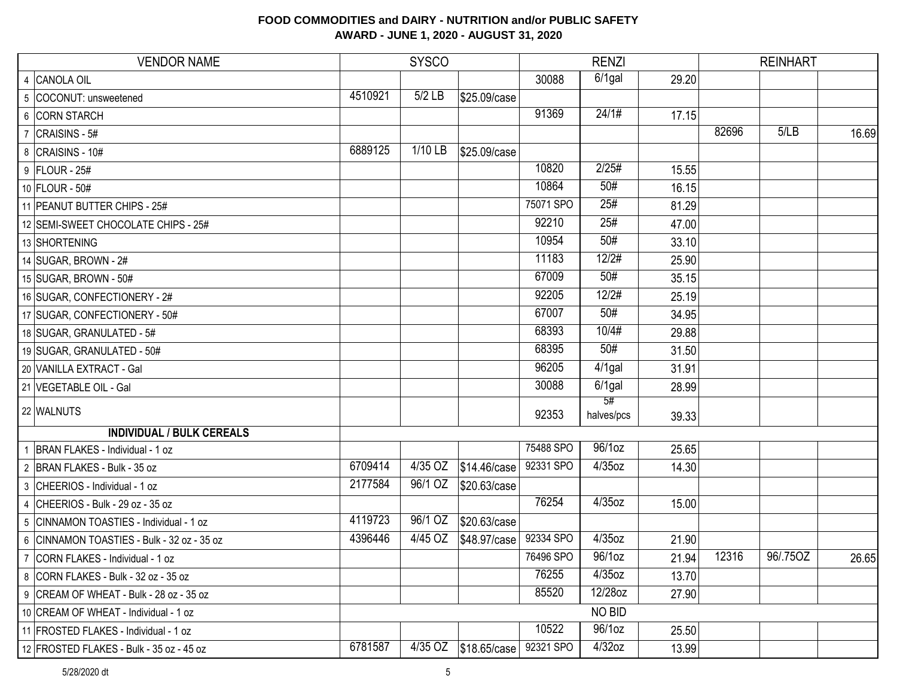# FOOD COMMODITIES and DAIRY - NUTRITION and/or PUBLIC SAFETY

## AWARD - JUNE 1, 2020 - AUGUST 31, 2020

| | VENDOR NAME | SYSCO | | | RENZI | | | REINHART | | |
|---|---|---|---|---|---|---|---|---|---|---|
| 4 | CANOLA OIL | | | | 30088 | 6/1gal | 29.20 | | | |
| 5 | COCONUT: unsweetened | 4510921 | 5/2 LB | $25.09/case | | | | | | |
| 6 | CORN STARCH | | | | 91369 | 24/1# | 17.15 | | | |
| 7 | CRAISINS - 5# | | | | | | | 82696 | 5/LB | 16.69 |
| 8 | CRAISINS - 10# | 6889125 | 1/10 LB | $25.09/case | | | | | | |
| 9 | FLOUR - 25# | | | | 10820 | 2/25# | 15.55 | | | |
| 10 | FLOUR - 50# | | | | 10864 | 50# | 16.15 | | | |
| 11 | PEANUT BUTTER CHIPS - 25# | | | | 75071 SPO | 25# | 81.29 | | | |
| 12 | SEMI-SWEET CHOCOLATE CHIPS - 25# | | | | 92210 | 25# | 47.00 | | | |
| 13 | SHORTENING | | | | 10954 | 50# | 33.10 | | | |
| 14 | SUGAR, BROWN - 2# | | | | 11183 | 12/2# | 25.90 | | | |
| 15 | SUGAR, BROWN - 50# | | | | 67009 | 50# | 35.15 | | | |
| 16 | SUGAR, CONFECTIONERY - 2# | | | | 92205 | 12/2# | 25.19 | | | |
| 17 | SUGAR, CONFECTIONERY - 50# | | | | 67007 | 50# | 34.95 | | | |
| 18 | SUGAR, GRANULATED - 5# | | | | 68393 | 10/4# | 29.88 | | | |
| 19 | SUGAR, GRANULATED - 50# | | | | 68395 | 50# | 31.50 | | | |
| 20 | VANILLA EXTRACT - Gal | | | | 96205 | 4/1gal | 31.91 | | | |
| 21 | VEGETABLE OIL - Gal | | | | 30088 | 6/1gal | 28.99 | | | |
| 22 | WALNUTS | | | | 92353 | 5# halves/pcs | 39.33 | | | |
| | **INDIVIDUAL / BULK CEREALS** | | | | | | | | | |
| 1 | BRAN FLAKES - Individual - 1 oz | | | | 75488 SPO | 96/1oz | 25.65 | | | |
| 2 | BRAN FLAKES - Bulk - 35 oz | 6709414 | 4/35 OZ | $14.46/case | 92331 SPO | 4/35oz | 14.30 | | | |
| 3 | CHEERIOS - Individual - 1 oz | 2177584 | 96/1 OZ | $20.63/case | | | | | | |
| 4 | CHEERIOS - Bulk - 29 oz - 35 oz | | | | 76254 | 4/35oz | 15.00 | | | |
| 5 | CINNAMON TOASTIES - Individual - 1 oz | 4119723 | 96/1 OZ | $20.63/case | | | | | | |
| 6 | CINNAMON TOASTIES - Bulk - 32 oz - 35 oz | 4396446 | 4/45 OZ | $48.97/case | 92334 SPO | 4/35oz | 21.90 | | | |
| 7 | CORN FLAKES - Individual - 1 oz | | | | 76496 SPO | 96/1oz | 21.94 | 12316 | 96/.75OZ | 26.65 |
| 8 | CORN FLAKES - Bulk - 32 oz - 35 oz | | | | 76255 | 4/35oz | 13.70 | | | |
| 9 | CREAM OF WHEAT - Bulk - 28 oz - 35 oz | | | | 85520 | 12/28oz | 27.90 | | | |
| 10 | CREAM OF WHEAT - Individual - 1 oz | NO BID | | | | | | | | |
| 11 | FROSTED FLAKES - Individual - 1 oz | | | | 10522 | 96/1oz | 25.50 | | | |
| 12 | FROSTED FLAKES - Bulk - 35 oz - 45 oz | 6781587 | 4/35 OZ | $18.65/case | 92321 SPO | 4/32oz | 13.99 | | | |

5/28/2020 dt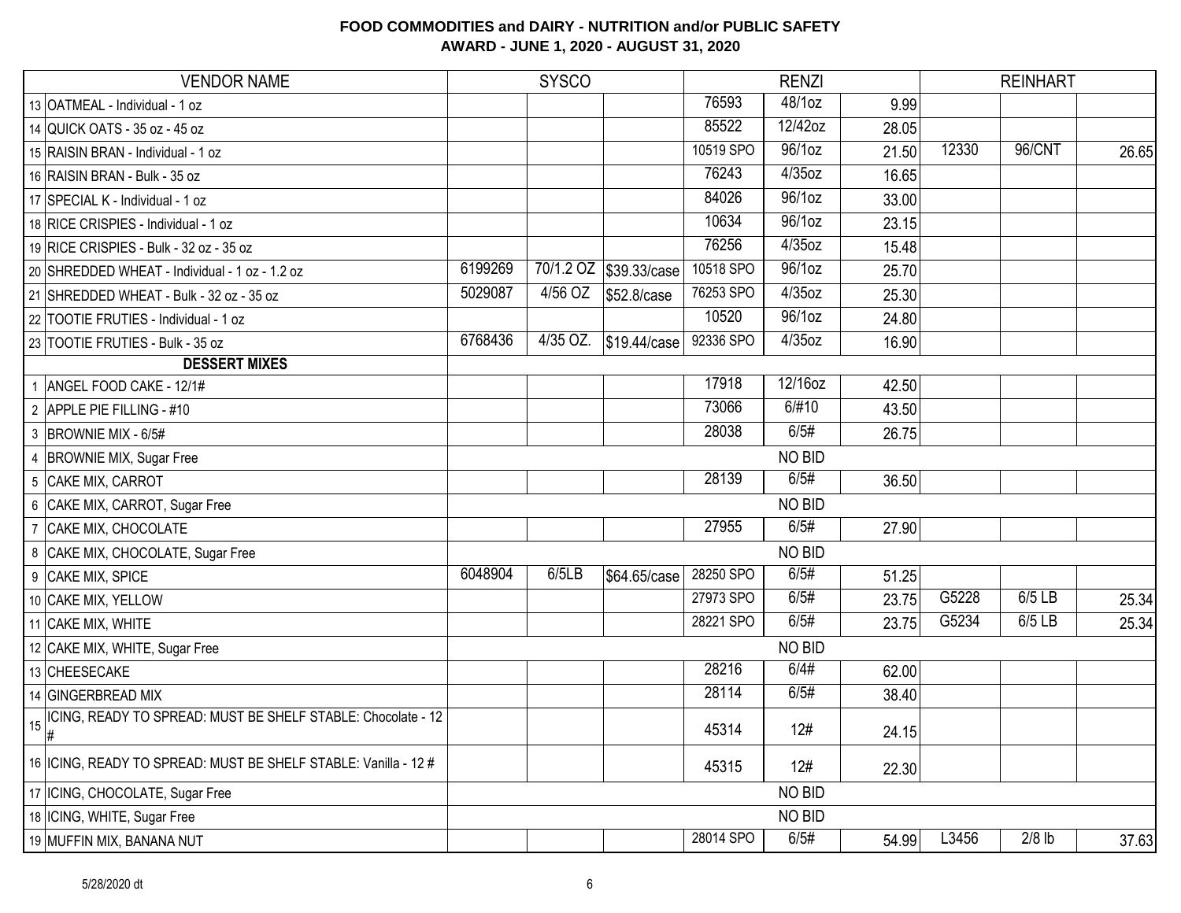# FOOD COMMODITIES and DAIRY - NUTRITION and/or PUBLIC SAFETY
## AWARD - JUNE 1, 2020 - AUGUST 31, 2020

| | VENDOR NAME | SYSCO | | | RENZI | | | REINHART | | |
|---|---|---|---|---|---|---|---|---|---|---|
| 13 | OATMEAL - Individual - 1 oz | | | | 76593 | 48/1oz | 9.99 | | | |
| 14 | QUICK OATS - 35 oz - 45 oz | | | | 85522 | 12/42oz | 28.05 | | | |
| 15 | RAISIN BRAN - Individual - 1 oz | | | | 10519 SPO | 96/1oz | 21.50 | 12330 | 96/CNT | 26.65 |
| 16 | RAISIN BRAN - Bulk - 35 oz | | | | 76243 | 4/35oz | 16.65 | | | |
| 17 | SPECIAL K - Individual - 1 oz | | | | 84026 | 96/1oz | 33.00 | | | |
| 18 | RICE CRISPIES - Individual - 1 oz | | | | 10634 | 96/1oz | 23.15 | | | |
| 19 | RICE CRISPIES - Bulk - 32 oz - 35 oz | | | | 76256 | 4/35oz | 15.48 | | | |
| 20 | SHREDDED WHEAT - Individual - 1 oz - 1.2 oz | 6199269 | 70/1.2 OZ | $39.33/case | 10518 SPO | 96/1oz | 25.70 | | | |
| 21 | SHREDDED WHEAT - Bulk - 32 oz - 35 oz | 5029087 | 4/56 OZ | $52.8/case | 76253 SPO | 4/35oz | 25.30 | | | |
| 22 | TOOTIE FRUTIES - Individual - 1 oz | | | | 10520 | 96/1oz | 24.80 | | | |
| 23 | TOOTIE FRUTIES - Bulk - 35 oz | 6768436 | 4/35 OZ. | $19.44/case | 92336 SPO | 4/35oz | 16.90 | | | |
| | **DESSERT MIXES** | | | | | | | | | |
| 1 | ANGEL FOOD CAKE - 12/1# | | | | 17918 | 12/16oz | 42.50 | | | |
| 2 | APPLE PIE FILLING - #10 | | | | 73066 | 6/#10 | 43.50 | | | |
| 3 | BROWNIE MIX - 6/5# | | | | 28038 | 6/5# | 26.75 | | | |
| 4 | BROWNIE MIX, Sugar Free | | | | | NO BID | | | | |
| 5 | CAKE MIX, CARROT | | | | 28139 | 6/5# | 36.50 | | | |
| 6 | CAKE MIX, CARROT, Sugar Free | | | | | NO BID | | | | |
| 7 | CAKE MIX, CHOCOLATE | | | | 27955 | 6/5# | 27.90 | | | |
| 8 | CAKE MIX, CHOCOLATE, Sugar Free | | | | | NO BID | | | | |
| 9 | CAKE MIX, SPICE | 6048904 | 6/5LB | $64.65/case | 28250 SPO | 6/5# | 51.25 | | | |
| 10 | CAKE MIX, YELLOW | | | | 27973 SPO | 6/5# | 23.75 | G5228 | 6/5 LB | 25.34 |
| 11 | CAKE MIX, WHITE | | | | 28221 SPO | 6/5# | 23.75 | G5234 | 6/5 LB | 25.34 |
| 12 | CAKE MIX, WHITE, Sugar Free | | | | | NO BID | | | | |
| 13 | CHEESECAKE | | | | 28216 | 6/4# | 62.00 | | | |
| 14 | GINGERBREAD MIX | | | | 28114 | 6/5# | 38.40 | | | |
| 15 | ICING, READY TO SPREAD: MUST BE SHELF STABLE: Chocolate - 12 # | | | | 45314 | 12# | 24.15 | | | |
| 16 | ICING, READY TO SPREAD: MUST BE SHELF STABLE: Vanilla - 12 # | | | | 45315 | 12# | 22.30 | | | |
| 17 | ICING, CHOCOLATE, Sugar Free | | | | | NO BID | | | | |
| 18 | ICING, WHITE, Sugar Free | | | | | NO BID | | | | |
| 19 | MUFFIN MIX, BANANA NUT | | | | 28014 SPO | 6/5# | 54.99 | L3456 | 2/8 lb | 37.63 |

5/28/2020 dt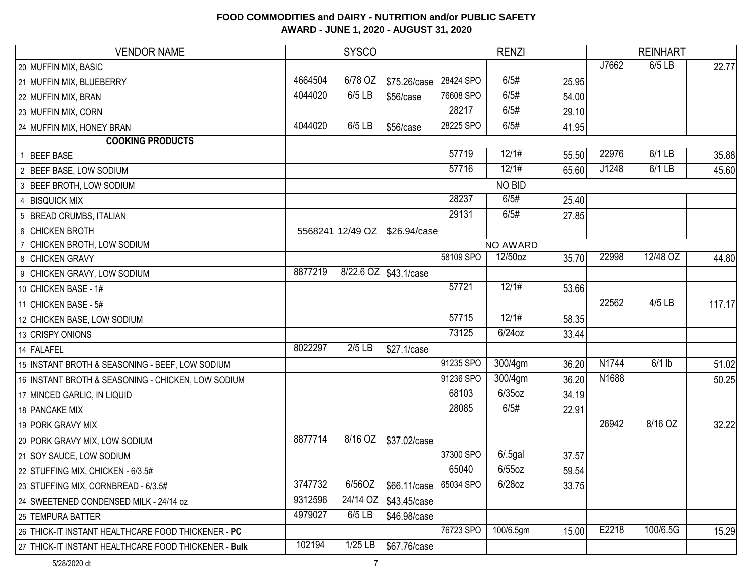**FOOD COMMODITIES and DAIRY - NUTRITION and/or PUBLIC SAFETY**
**AWARD - JUNE 1, 2020 - AUGUST 31, 2020**

| | VENDOR NAME | SYSCO | | | RENZI | | | REINHART | | |
|---|---|---|---|---|---|---|---|---|---|---|
| 20 | MUFFIN MIX, BASIC | | | | | | | J7662 | 6/5 LB | 22.77 |
| 21 | MUFFIN MIX, BLUEBERRY | 4664504 | 6/78 OZ | $75.26/case | 28424 SPO | 6/5# | 25.95 | | | |
| 22 | MUFFIN MIX, BRAN | 4044020 | 6/5 LB | $56/case | 76608 SPO | 6/5# | 54.00 | | | |
| 23 | MUFFIN MIX, CORN | | | | 28217 | 6/5# | 29.10 | | | |
| 24 | MUFFIN MIX, HONEY BRAN | 4044020 | 6/5 LB | $56/case | 28225 SPO | 6/5# | 41.95 | | | |
| | **COOKING PRODUCTS** | | | | | | | | | |
| 1 | BEEF BASE | | | | 57719 | 12/1# | 55.50 | 22976 | 6/1 LB | 35.88 |
| 2 | BEEF BASE, LOW SODIUM | | | | 57716 | 12/1# | 65.60 | J1248 | 6/1 LB | 45.60 |
| 3 | BEEF BROTH, LOW SODIUM | | | | | NO BID | | | | |
| 4 | BISQUICK MIX | | | | 28237 | 6/5# | 25.40 | | | |
| 5 | BREAD CRUMBS, ITALIAN | | | | 29131 | 6/5# | 27.85 | | | |
| 6 | CHICKEN BROTH | 5568241 | 12/49 OZ | $26.94/case | | | | | | |
| 7 | CHICKEN BROTH, LOW SODIUM | | | | | NO AWARD | | | | |
| 8 | CHICKEN GRAVY | | | | 58109 SPO | 12/50oz | 35.70 | 22998 | 12/48 OZ | 44.80 |
| 9 | CHICKEN GRAVY, LOW SODIUM | 8877219 | 8/22.6 OZ | $43.1/case | | | | | | |
| 10 | CHICKEN BASE - 1# | | | | 57721 | 12/1# | 53.66 | | | |
| 11 | CHICKEN BASE - 5# | | | | | | | 22562 | 4/5 LB | 117.17 |
| 12 | CHICKEN BASE, LOW SODIUM | | | | 57715 | 12/1# | 58.35 | | | |
| 13 | CRISPY ONIONS | | | | 73125 | 6/24oz | 33.44 | | | |
| 14 | FALAFEL | 8022297 | 2/5 LB | $27.1/case | | | | | | |
| 15 | INSTANT BROTH & SEASONING - BEEF, LOW SODIUM | | | | 91235 SPO | 300/4gm | 36.20 | N1744 | 6/1 lb | 51.02 |
| 16 | INSTANT BROTH & SEASONING - CHICKEN, LOW SODIUM | | | | 91236 SPO | 300/4gm | 36.20 | N1688 | | 50.25 |
| 17 | MINCED GARLIC, IN LIQUID | | | | 68103 | 6/35oz | 34.19 | | | |
| 18 | PANCAKE MIX | | | | 28085 | 6/5# | 22.91 | | | |
| 19 | PORK GRAVY MIX | | | | | | | 26942 | 8/16 OZ | 32.22 |
| 20 | PORK GRAVY MIX, LOW SODIUM | 8877714 | 8/16 OZ | $37.02/case | | | | | | |
| 21 | SOY SAUCE, LOW SODIUM | | | | 37300 SPO | 6/.5gal | 37.57 | | | |
| 22 | STUFFING MIX, CHICKEN - 6/3.5# | | | | 65040 | 6/55oz | 59.54 | | | |
| 23 | STUFFING MIX, CORNBREAD - 6/3.5# | 3747732 | 6/56OZ | $66.11/case | 65034 SPO | 6/28oz | 33.75 | | | |
| 24 | SWEETENED CONDENSED MILK - 24/14 oz | 9312596 | 24/14 OZ | $43.45/case | | | | | | |
| 25 | TEMPURA BATTER | 4979027 | 6/5 LB | $46.98/case | | | | | | |
| 26 | THICK-IT INSTANT HEALTHCARE FOOD THICKENER - **PC** | | | | 76723 SPO | 100/6.5gm | 15.00 | E2218 | 100/6.5G | 15.29 |
| 27 | THICK-IT INSTANT HEALTHCARE FOOD THICKENER - **Bulk** | 102194 | 1/25 LB | $67.76/case | | | | | | |

5/28/2020 dt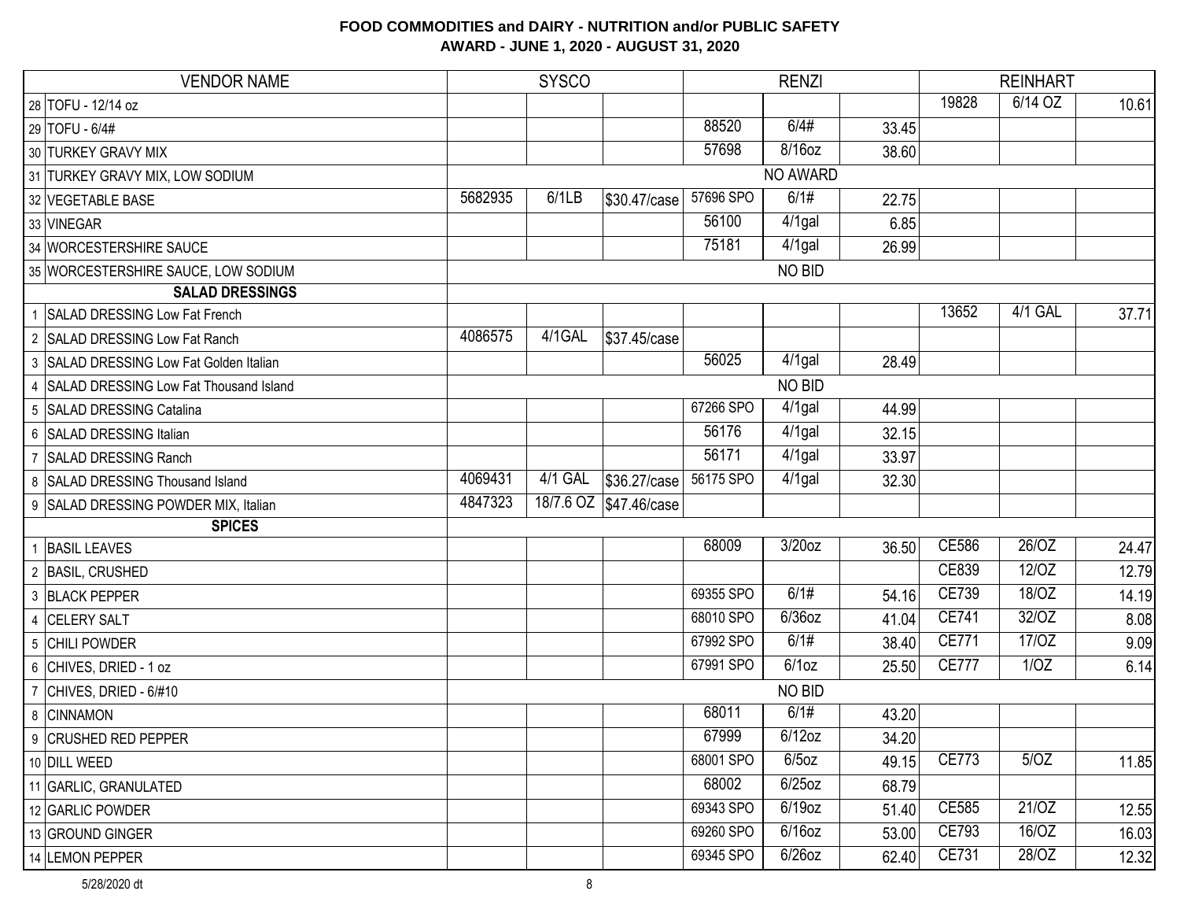# FOOD COMMODITIES and DAIRY - NUTRITION and/or PUBLIC SAFETY

## AWARD - JUNE 1, 2020 - AUGUST 31, 2020

| | VENDOR NAME | SYSCO | | | RENZI | | | REINHART | | |
|---|---|---|---|---|---|---|---|---|---|---|
| 28 | TOFU - 12/14 oz | | | | | | | 19828 | 6/14 OZ | 10.61 |
| 29 | TOFU - 6/4# | | | | 88520 | 6/4# | 33.45 | | | |
| 30 | TURKEY GRAVY MIX | | | | 57698 | 8/16oz | 38.60 | | | |
| 31 | TURKEY GRAVY MIX, LOW SODIUM | NO AWARD | | | | | | | | |
| 32 | VEGETABLE BASE | 5682935 | 6/1LB | $30.47/case | 57696 SPO | 6/1# | 22.75 | | | |
| 33 | VINEGAR | | | | 56100 | 4/1gal | 6.85 | | | |
| 34 | WORCESTERSHIRE SAUCE | | | | 75181 | 4/1gal | 26.99 | | | |
| 35 | WORCESTERSHIRE SAUCE, LOW SODIUM | NO BID | | | | | | | | |
| | **SALAD DRESSINGS** | | | | | | | | | |
| 1 | SALAD DRESSING Low Fat French | | | | | | | 13652 | 4/1 GAL | 37.71 |
| 2 | SALAD DRESSING Low Fat Ranch | 4086575 | 4/1GAL | $37.45/case | | | | | | |
| 3 | SALAD DRESSING Low Fat Golden Italian | | | | 56025 | 4/1gal | 28.49 | | | |
| 4 | SALAD DRESSING Low Fat Thousand Island | NO BID | | | | | | | | |
| 5 | SALAD DRESSING Catalina | | | | 67266 SPO | 4/1gal | 44.99 | | | |
| 6 | SALAD DRESSING Italian | | | | 56176 | 4/1gal | 32.15 | | | |
| 7 | SALAD DRESSING Ranch | | | | 56171 | 4/1gal | 33.97 | | | |
| 8 | SALAD DRESSING Thousand Island | 4069431 | 4/1 GAL | $36.27/case | 56175 SPO | 4/1gal | 32.30 | | | |
| 9 | SALAD DRESSING POWDER MIX, Italian | 4847323 | 18/7.6 OZ | $47.46/case | | | | | | |
| | **SPICES** | | | | | | | | | |
| 1 | BASIL LEAVES | | | | 68009 | 3/20oz | 36.50 | CE586 | 26/OZ | 24.47 |
| 2 | BASIL, CRUSHED | | | | | | | CE839 | 12/OZ | 12.79 |
| 3 | BLACK PEPPER | | | | 69355 SPO | 6/1# | 54.16 | CE739 | 18/OZ | 14.19 |
| 4 | CELERY SALT | | | | 68010 SPO | 6/36oz | 41.04 | CE741 | 32/OZ | 8.08 |
| 5 | CHILI POWDER | | | | 67992 SPO | 6/1# | 38.40 | CE771 | 17/OZ | 9.09 |
| 6 | CHIVES, DRIED - 1 oz | | | | 67991 SPO | 6/1oz | 25.50 | CE777 | 1/OZ | 6.14 |
| 7 | CHIVES, DRIED - 6/#10 | NO BID | | | | | | | | |
| 8 | CINNAMON | | | | 68011 | 6/1# | 43.20 | | | |
| 9 | CRUSHED RED PEPPER | | | | 67999 | 6/12oz | 34.20 | | | |
| 10 | DILL WEED | | | | 68001 SPO | 6/5oz | 49.15 | CE773 | 5/OZ | 11.85 |
| 11 | GARLIC, GRANULATED | | | | 68002 | 6/25oz | 68.79 | | | |
| 12 | GARLIC POWDER | | | | 69343 SPO | 6/19oz | 51.40 | CE585 | 21/OZ | 12.55 |
| 13 | GROUND GINGER | | | | 69260 SPO | 6/16oz | 53.00 | CE793 | 16/OZ | 16.03 |
| 14 | LEMON PEPPER | | | | 69345 SPO | 6/26oz | 62.40 | CE731 | 28/OZ | 12.32 |

5/28/2020 dt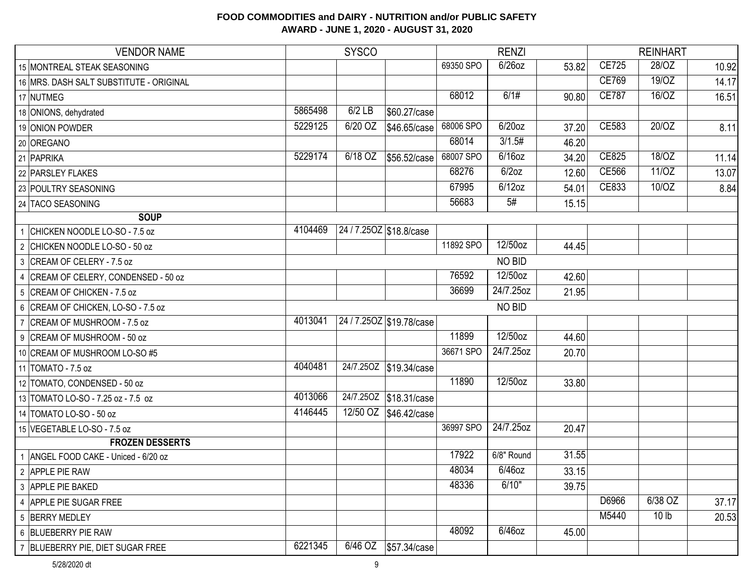**FOOD COMMODITIES and DAIRY - NUTRITION and/or PUBLIC SAFETY**
**AWARD - JUNE 1, 2020 - AUGUST 31, 2020**

| | VENDOR NAME | SYSCO | | | RENZI | | | REINHART | | |
|---|---|---|---|---|---|---|---|---|---|---|
| 15 | MONTREAL STEAK SEASONING | | | | 69350 SPO | 6/26oz | 53.82 | CE725 | 28/OZ | 10.92 |
| 16 | MRS. DASH SALT SUBSTITUTE - ORIGINAL | | | | | | | CE769 | 19/OZ | 14.17 |
| 17 | NUTMEG | | | | 68012 | 6/1# | 90.80 | CE787 | 16/OZ | 16.51 |
| 18 | ONIONS, dehydrated | 5865498 | 6/2 LB | $60.27/case | | | | | | |
| 19 | ONION POWDER | 5229125 | 6/20 OZ | $46.65/case | 68006 SPO | 6/20oz | 37.20 | CE583 | 20/OZ | 8.11 |
| 20 | OREGANO | | | | 68014 | 3/1.5# | 46.20 | | | |
| 21 | PAPRIKA | 5229174 | 6/18 OZ | $56.52/case | 68007 SPO | 6/16oz | 34.20 | CE825 | 18/OZ | 11.14 |
| 22 | PARSLEY FLAKES | | | | 68276 | 6/2oz | 12.60 | CE566 | 11/OZ | 13.07 |
| 23 | POULTRY SEASONING | | | | 67995 | 6/12oz | 54.01 | CE833 | 10/OZ | 8.84 |
| 24 | TACO SEASONING | | | | 56683 | 5# | 15.15 | | | |
| | **SOUP** | | | | | | | | | |
| 1 | CHICKEN NOODLE LO-SO - 7.5 oz | 4104469 | 24 / 7.25OZ | $18.8/case | | | | | | |
| 2 | CHICKEN NOODLE LO-SO - 50 oz | | | | 11892 SPO | 12/50oz | 44.45 | | | |
| 3 | CREAM OF CELERY - 7.5 oz | | | | | NO BID | | | | |
| 4 | CREAM OF CELERY, CONDENSED - 50 oz | | | | 76592 | 12/50oz | 42.60 | | | |
| 5 | CREAM OF CHICKEN - 7.5 oz | | | | 36699 | 24/7.25oz | 21.95 | | | |
| 6 | CREAM OF CHICKEN, LO-SO - 7.5 oz | | | | | NO BID | | | | |
| 7 | CREAM OF MUSHROOM - 7.5 oz | 4013041 | 24 / 7.25OZ | $19.78/case | | | | | | |
| 9 | CREAM OF MUSHROOM - 50 oz | | | | 11899 | 12/50oz | 44.60 | | | |
| 10 | CREAM OF MUSHROOM LO-SO #5 | | | | 36671 SPO | 24/7.25oz | 20.70 | | | |
| 11 | TOMATO - 7.5 oz | 4040481 | 24/7.25OZ | $19.34/case | | | | | | |
| 12 | TOMATO, CONDENSED - 50 oz | | | | 11890 | 12/50oz | 33.80 | | | |
| 13 | TOMATO LO-SO - 7.25 oz - 7.5 oz | 4013066 | 24/7.25OZ | $18.31/case | | | | | | |
| 14 | TOMATO LO-SO - 50 oz | 4146445 | 12/50 OZ | $46.42/case | | | | | | |
| 15 | VEGETABLE LO-SO - 7.5 oz | | | | 36997 SPO | 24/7.25oz | 20.47 | | | |
| | **FROZEN DESSERTS** | | | | | | | | | |
| 1 | ANGEL FOOD CAKE - Uniced - 6/20 oz | | | | 17922 | 6/8" Round | 31.55 | | | |
| 2 | APPLE PIE RAW | | | | 48034 | 6/46oz | 33.15 | | | |
| 3 | APPLE PIE BAKED | | | | 48336 | 6/10" | 39.75 | | | |
| 4 | APPLE PIE SUGAR FREE | | | | | | | D6966 | 6/38 OZ | 37.17 |
| 5 | BERRY MEDLEY | | | | | | | M5440 | 10 lb | 20.53 |
| 6 | BLUEBERRY PIE RAW | | | | 48092 | 6/46oz | 45.00 | | | |
| 7 | BLUEBERRY PIE, DIET SUGAR FREE | 6221345 | 6/46 OZ | $57.34/case | | | | | | |

5/28/2020 dt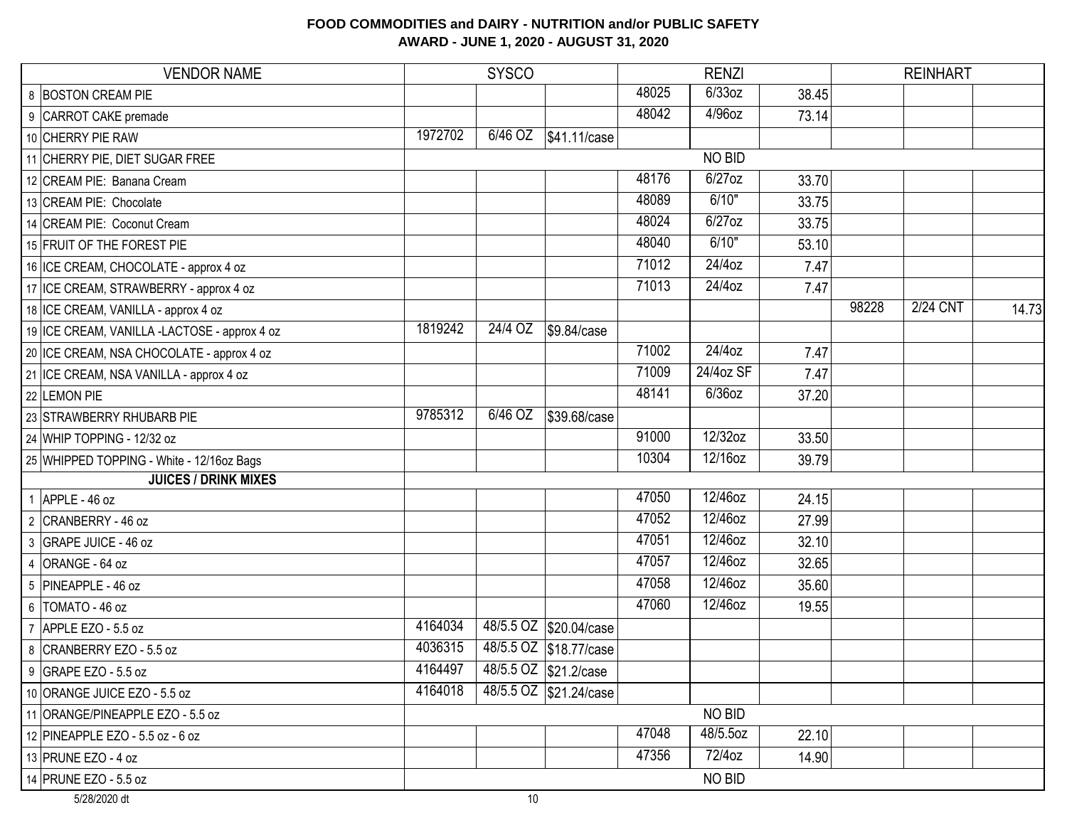**FOOD COMMODITIES and DAIRY - NUTRITION and/or PUBLIC SAFETY**
**AWARD - JUNE 1, 2020 - AUGUST 31, 2020**

| | VENDOR NAME | SYSCO | | | RENZI | | | REINHART | | |
|---|---|---|---|---|---|---|---|---|---|---|
| 8 | BOSTON CREAM PIE | | | | 48025 | 6/33oz | 38.45 | | | |
| 9 | CARROT CAKE premade | | | | 48042 | 4/96oz | 73.14 | | | |
| 10 | CHERRY PIE RAW | 1972702 | 6/46 OZ | $41.11/case | | | | | | |
| 11 | CHERRY PIE, DIET SUGAR FREE | NO BID | | | | | | | | |
| 12 | CREAM PIE: Banana Cream | | | | 48176 | 6/27oz | 33.70 | | | |
| 13 | CREAM PIE: Chocolate | | | | 48089 | 6/10" | 33.75 | | | |
| 14 | CREAM PIE: Coconut Cream | | | | 48024 | 6/27oz | 33.75 | | | |
| 15 | FRUIT OF THE FOREST PIE | | | | 48040 | 6/10" | 53.10 | | | |
| 16 | ICE CREAM, CHOCOLATE - approx 4 oz | | | | 71012 | 24/4oz | 7.47 | | | |
| 17 | ICE CREAM, STRAWBERRY - approx 4 oz | | | | 71013 | 24/4oz | 7.47 | | | |
| 18 | ICE CREAM, VANILLA - approx 4 oz | | | | | | | 98228 | 2/24 CNT | 14.73 |
| 19 | ICE CREAM, VANILLA -LACTOSE - approx 4 oz | 1819242 | 24/4 OZ | $9.84/case | | | | | | |
| 20 | ICE CREAM, NSA CHOCOLATE - approx 4 oz | | | | 71002 | 24/4oz | 7.47 | | | |
| 21 | ICE CREAM, NSA VANILLA - approx 4 oz | | | | 71009 | 24/4oz SF | 7.47 | | | |
| 22 | LEMON PIE | | | | 48141 | 6/36oz | 37.20 | | | |
| 23 | STRAWBERRY RHUBARB PIE | 9785312 | 6/46 OZ | $39.68/case | | | | | | |
| 24 | WHIP TOPPING - 12/32 oz | | | | 91000 | 12/32oz | 33.50 | | | |
| 25 | WHIPPED TOPPING - White - 12/16oz Bags | | | | 10304 | 12/16oz | 39.79 | | | |
| | **JUICES / DRINK MIXES** | | | | | | | | | |
| 1 | APPLE - 46 oz | | | | 47050 | 12/46oz | 24.15 | | | |
| 2 | CRANBERRY - 46 oz | | | | 47052 | 12/46oz | 27.99 | | | |
| 3 | GRAPE JUICE - 46 oz | | | | 47051 | 12/46oz | 32.10 | | | |
| 4 | ORANGE - 64 oz | | | | 47057 | 12/46oz | 32.65 | | | |
| 5 | PINEAPPLE - 46 oz | | | | 47058 | 12/46oz | 35.60 | | | |
| 6 | TOMATO - 46 oz | | | | 47060 | 12/46oz | 19.55 | | | |
| 7 | APPLE EZO - 5.5 oz | 4164034 | 48/5.5 OZ | $20.04/case | | | | | | |
| 8 | CRANBERRY EZO - 5.5 oz | 4036315 | 48/5.5 OZ | $18.77/case | | | | | | |
| 9 | GRAPE EZO - 5.5 oz | 4164497 | 48/5.5 OZ | $21.2/case | | | | | | |
| 10 | ORANGE JUICE EZO - 5.5 oz | 4164018 | 48/5.5 OZ | $21.24/case | | | | | | |
| 11 | ORANGE/PINEAPPLE EZO - 5.5 oz | NO BID | | | | | | | | |
| 12 | PINEAPPLE EZO - 5.5 oz - 6 oz | | | | 47048 | 48/5.5oz | 22.10 | | | |
| 13 | PRUNE EZO - 4 oz | | | | 47356 | 72/4oz | 14.90 | | | |
| 14 | PRUNE EZO - 5.5 oz | NO BID | | | | | | | | |

5/28/2020 dt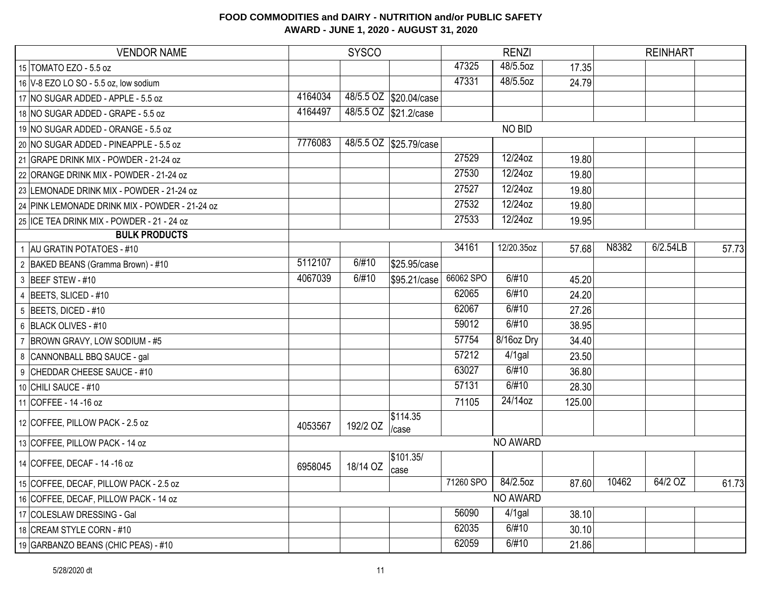## FOOD COMMODITIES and DAIRY - NUTRITION and/or PUBLIC SAFETY
## AWARD - JUNE 1, 2020 - AUGUST 31, 2020

| | VENDOR NAME | SYSCO | | | RENZI | | | REINHART | | |
|---|---|---|---|---|---|---|---|---|---|---|
| 15 | TOMATO EZO - 5.5 oz | | | | 47325 | 48/5.5oz | 17.35 | | | |
| 16 | V-8 EZO LO SO - 5.5 oz, low sodium | | | | 47331 | 48/5.5oz | 24.79 | | | |
| 17 | NO SUGAR ADDED - APPLE - 5.5 oz | 4164034 | 48/5.5 OZ | $20.04/case | | | | | | |
| 18 | NO SUGAR ADDED - GRAPE - 5.5 oz | 4164497 | 48/5.5 OZ | $21.2/case | | | | | | |
| 19 | NO SUGAR ADDED - ORANGE - 5.5 oz | | | | | NO BID | | | | |
| 20 | NO SUGAR ADDED - PINEAPPLE - 5.5 oz | 7776083 | 48/5.5 OZ | $25.79/case | | | | | | |
| 21 | GRAPE DRINK MIX - POWDER - 21-24 oz | | | | 27529 | 12/24oz | 19.80 | | | |
| 22 | ORANGE DRINK MIX - POWDER - 21-24 oz | | | | 27530 | 12/24oz | 19.80 | | | |
| 23 | LEMONADE DRINK MIX - POWDER - 21-24 oz | | | | 27527 | 12/24oz | 19.80 | | | |
| 24 | PINK LEMONADE DRINK MIX - POWDER - 21-24 oz | | | | 27532 | 12/24oz | 19.80 | | | |
| 25 | ICE TEA DRINK MIX - POWDER - 21 - 24 oz | | | | 27533 | 12/24oz | 19.95 | | | |
| | **BULK PRODUCTS** | | | | | | | | | |
| 1 | AU GRATIN POTATOES - #10 | | | | 34161 | 12/20.35oz | 57.68 | N8382 | 6/2.54LB | 57.73 |
| 2 | BAKED BEANS (Gramma Brown) - #10 | 5112107 | 6/#10 | $25.95/case | | | | | | |
| 3 | BEEF STEW - #10 | 4067039 | 6/#10 | $95.21/case | 66062 SPO | 6/#10 | 45.20 | | | |
| 4 | BEETS, SLICED - #10 | | | | 62065 | 6/#10 | 24.20 | | | |
| 5 | BEETS, DICED - #10 | | | | 62067 | 6/#10 | 27.26 | | | |
| 6 | BLACK OLIVES - #10 | | | | 59012 | 6/#10 | 38.95 | | | |
| 7 | BROWN GRAVY, LOW SODIUM - #5 | | | | 57754 | 8/16oz Dry | 34.40 | | | |
| 8 | CANNONBALL BBQ SAUCE - gal | | | | 57212 | 4/1gal | 23.50 | | | |
| 9 | CHEDDAR CHEESE SAUCE - #10 | | | | 63027 | 6/#10 | 36.80 | | | |
| 10 | CHILI SAUCE - #10 | | | | 57131 | 6/#10 | 28.30 | | | |
| 11 | COFFEE - 14 -16 oz | | | | 71105 | 24/14oz | 125.00 | | | |
| 12 | COFFEE, PILLOW PACK - 2.5 oz | 4053567 | 192/2 OZ | $114.35 /case | | | | | | |
| 13 | COFFEE, PILLOW PACK - 14 oz | | | | | NO AWARD | | | | |
| 14 | COFFEE, DECAF - 14 -16 oz | 6958045 | 18/14 OZ | $101.35/ case | | | | | | |
| 15 | COFFEE, DECAF, PILLOW PACK - 2.5 oz | | | | 71260 SPO | 84/2.5oz | 87.60 | 10462 | 64/2 OZ | 61.73 |
| 16 | COFFEE, DECAF, PILLOW PACK - 14 oz | | | | | NO AWARD | | | | |
| 17 | COLESLAW DRESSING - Gal | | | | 56090 | 4/1gal | 38.10 | | | |
| 18 | CREAM STYLE CORN - #10 | | | | 62035 | 6/#10 | 30.10 | | | |
| 19 | GARBANZO BEANS (CHIC PEAS) - #10 | | | | 62059 | 6/#10 | 21.86 | | | |

5/28/2020 dt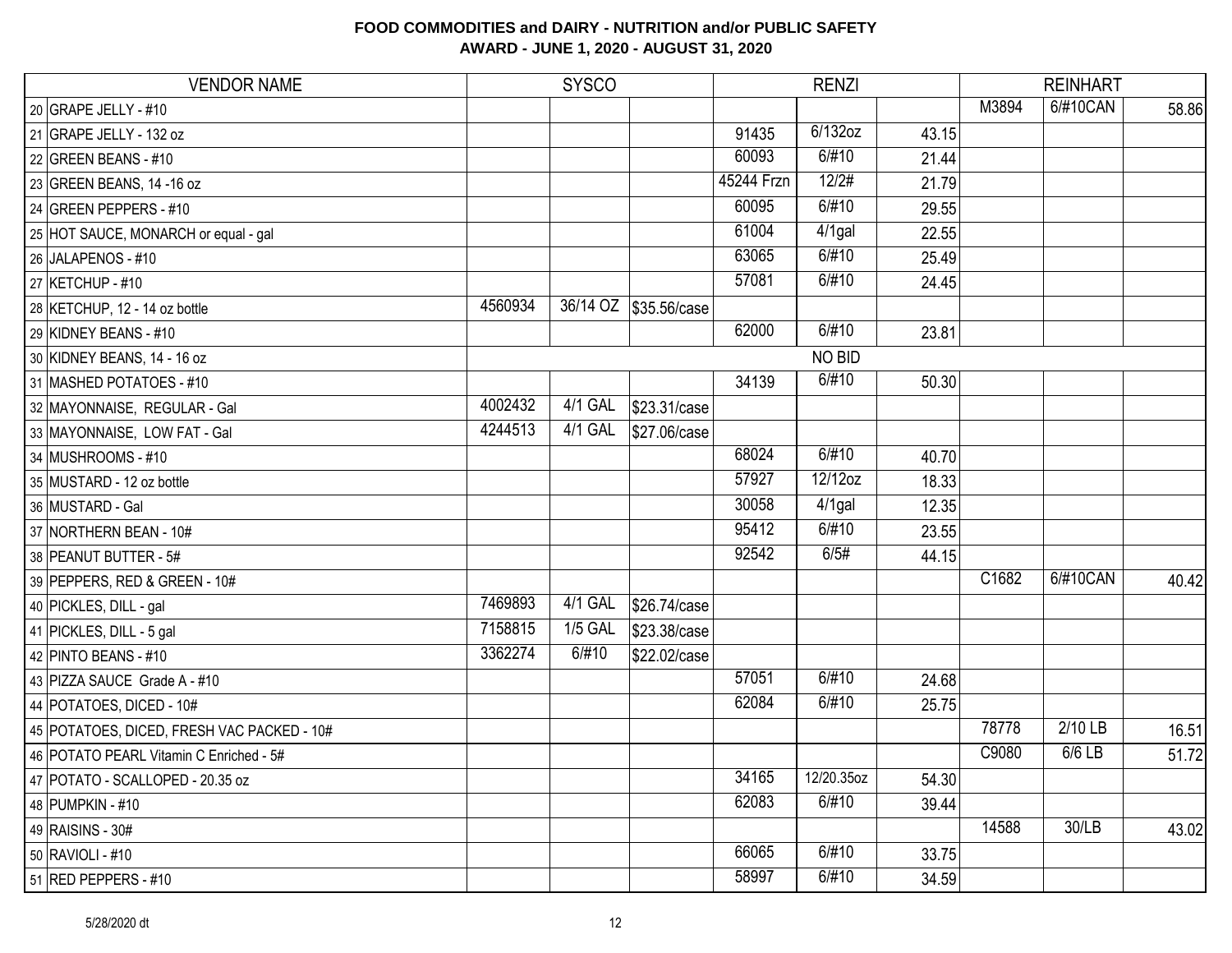**FOOD COMMODITIES and DAIRY - NUTRITION and/or PUBLIC SAFETY**
**AWARD - JUNE 1, 2020 - AUGUST 31, 2020**

| | VENDOR NAME | SYSCO | | | RENZI | | | REINHART | | |
|---|---|---|---|---|---|---|---|---|---|---|
| 20 | GRAPE JELLY - #10 | | | | | | | M3894 | 6/#10CAN | 58.86 |
| 21 | GRAPE JELLY - 132 oz | | | | 91435 | 6/132oz | 43.15 | | | |
| 22 | GREEN BEANS - #10 | | | | 60093 | 6/#10 | 21.44 | | | |
| 23 | GREEN BEANS, 14 -16 oz | | | | 45244 Frzn | 12/2# | 21.79 | | | |
| 24 | GREEN PEPPERS - #10 | | | | 60095 | 6/#10 | 29.55 | | | |
| 25 | HOT SAUCE, MONARCH or equal - gal | | | | 61004 | 4/1gal | 22.55 | | | |
| 26 | JALAPENOS - #10 | | | | 63065 | 6/#10 | 25.49 | | | |
| 27 | KETCHUP - #10 | | | | 57081 | 6/#10 | 24.45 | | | |
| 28 | KETCHUP, 12 - 14 oz bottle | 4560934 | 36/14 OZ | $35.56/case | | | | | | |
| 29 | KIDNEY BEANS - #10 | | | | 62000 | 6/#10 | 23.81 | | | |
| 30 | KIDNEY BEANS, 14 - 16 oz | | | | | NO BID | | | | |
| 31 | MASHED POTATOES - #10 | | | | 34139 | 6/#10 | 50.30 | | | |
| 32 | MAYONNAISE, REGULAR - Gal | 4002432 | 4/1 GAL | $23.31/case | | | | | | |
| 33 | MAYONNAISE, LOW FAT - Gal | 4244513 | 4/1 GAL | $27.06/case | | | | | | |
| 34 | MUSHROOMS - #10 | | | | 68024 | 6/#10 | 40.70 | | | |
| 35 | MUSTARD - 12 oz bottle | | | | 57927 | 12/12oz | 18.33 | | | |
| 36 | MUSTARD - Gal | | | | 30058 | 4/1gal | 12.35 | | | |
| 37 | NORTHERN BEAN - 10# | | | | 95412 | 6/#10 | 23.55 | | | |
| 38 | PEANUT BUTTER - 5# | | | | 92542 | 6/5# | 44.15 | | | |
| 39 | PEPPERS, RED & GREEN - 10# | | | | | | | C1682 | 6/#10CAN | 40.42 |
| 40 | PICKLES, DILL - gal | 7469893 | 4/1 GAL | $26.74/case | | | | | | |
| 41 | PICKLES, DILL - 5 gal | 7158815 | 1/5 GAL | $23.38/case | | | | | | |
| 42 | PINTO BEANS - #10 | 3362274 | 6/#10 | $22.02/case | | | | | | |
| 43 | PIZZA SAUCE Grade A - #10 | | | | 57051 | 6/#10 | 24.68 | | | |
| 44 | POTATOES, DICED - 10# | | | | 62084 | 6/#10 | 25.75 | | | |
| 45 | POTATOES, DICED, FRESH VAC PACKED - 10# | | | | | | | 78778 | 2/10 LB | 16.51 |
| 46 | POTATO PEARL Vitamin C Enriched - 5# | | | | | | | C9080 | 6/6 LB | 51.72 |
| 47 | POTATO - SCALLOPED - 20.35 oz | | | | 34165 | 12/20.35oz | 54.30 | | | |
| 48 | PUMPKIN - #10 | | | | 62083 | 6/#10 | 39.44 | | | |
| 49 | RAISINS - 30# | | | | | | | 14588 | 30/LB | 43.02 |
| 50 | RAVIOLI - #10 | | | | 66065 | 6/#10 | 33.75 | | | |
| 51 | RED PEPPERS - #10 | | | | 58997 | 6/#10 | 34.59 | | | |

5/28/2020 dt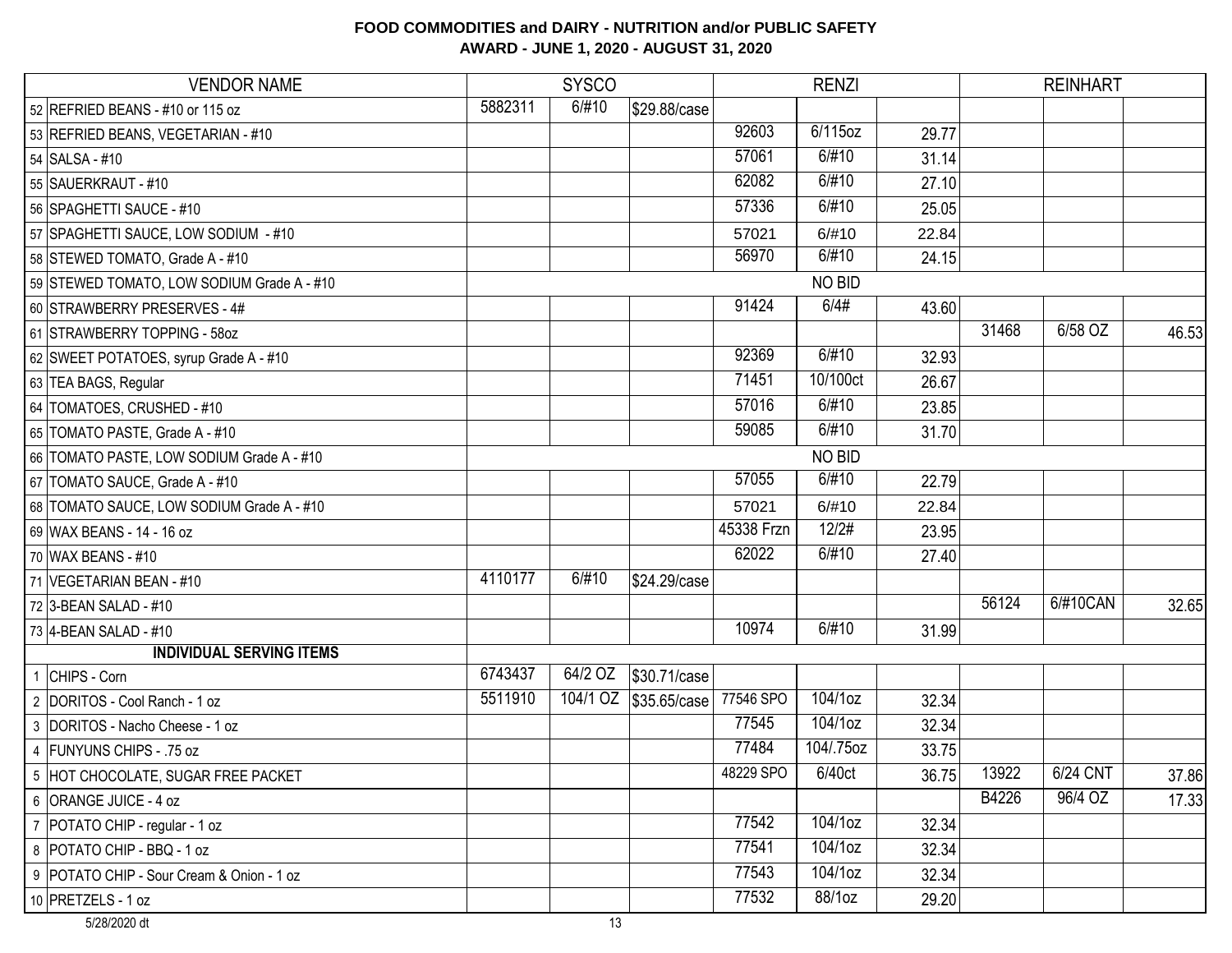**FOOD COMMODITIES and DAIRY - NUTRITION and/or PUBLIC SAFETY**
**AWARD - JUNE 1, 2020 - AUGUST 31, 2020**

| # | VENDOR NAME | SYSCO | | | RENZI | | | REINHART | | |
|---|---|---|---|---|---|---|---|---|---|---|
| 52 | REFRIED BEANS - #10 or 115 oz | 5882311 | 6/#10 | $29.88/case | | | | | | |
| 53 | REFRIED BEANS, VEGETARIAN - #10 | | | | 92603 | 6/115oz | 29.77 | | | |
| 54 | SALSA - #10 | | | | 57061 | 6/#10 | 31.14 | | | |
| 55 | SAUERKRAUT - #10 | | | | 62082 | 6/#10 | 27.10 | | | |
| 56 | SPAGHETTI SAUCE - #10 | | | | 57336 | 6/#10 | 25.05 | | | |
| 57 | SPAGHETTI SAUCE, LOW SODIUM - #10 | | | | 57021 | 6/#10 | 22.84 | | | |
| 58 | STEWED TOMATO, Grade A - #10 | | | | 56970 | 6/#10 | 24.15 | | | |
| 59 | STEWED TOMATO, LOW SODIUM Grade A - #10 | NO BID | | | | | | | | |
| 60 | STRAWBERRY PRESERVES - 4# | | | | 91424 | 6/4# | 43.60 | | | |
| 61 | STRAWBERRY TOPPING - 58oz | | | | | | | 31468 | 6/58 OZ | 46.53 |
| 62 | SWEET POTATOES, syrup Grade A - #10 | | | | 92369 | 6/#10 | 32.93 | | | |
| 63 | TEA BAGS, Regular | | | | 71451 | 10/100ct | 26.67 | | | |
| 64 | TOMATOES, CRUSHED - #10 | | | | 57016 | 6/#10 | 23.85 | | | |
| 65 | TOMATO PASTE, Grade A - #10 | | | | 59085 | 6/#10 | 31.70 | | | |
| 66 | TOMATO PASTE, LOW SODIUM Grade A - #10 | NO BID | | | | | | | | |
| 67 | TOMATO SAUCE, Grade A - #10 | | | | 57055 | 6/#10 | 22.79 | | | |
| 68 | TOMATO SAUCE, LOW SODIUM Grade A - #10 | | | | 57021 | 6/#10 | 22.84 | | | |
| 69 | WAX BEANS - 14 - 16 oz | | | | 45338 Frzn | 12/2# | 23.95 | | | |
| 70 | WAX BEANS - #10 | | | | 62022 | 6/#10 | 27.40 | | | |
| 71 | VEGETARIAN BEAN - #10 | 4110177 | 6/#10 | $24.29/case | | | | | | |
| 72 | 3-BEAN SALAD - #10 | | | | | | | 56124 | 6/#10CAN | 32.65 |
| 73 | 4-BEAN SALAD - #10 | | | | 10974 | 6/#10 | 31.99 | | | |
| | **INDIVIDUAL SERVING ITEMS** | | | | | | | | | |
| 1 | CHIPS - Corn | 6743437 | 64/2 OZ | $30.71/case | | | | | | |
| 2 | DORITOS - Cool Ranch - 1 oz | 5511910 | 104/1 OZ | $35.65/case | 77546 SPO | 104/1oz | 32.34 | | | |
| 3 | DORITOS - Nacho Cheese - 1 oz | | | | 77545 | 104/1oz | 32.34 | | | |
| 4 | FUNYUNS CHIPS - .75 oz | | | | 77484 | 104/.75oz | 33.75 | | | |
| 5 | HOT CHOCOLATE, SUGAR FREE PACKET | | | | 48229 SPO | 6/40ct | 36.75 | 13922 | 6/24 CNT | 37.86 |
| 6 | ORANGE JUICE - 4 oz | | | | | | | B4226 | 96/4 OZ | 17.33 |
| 7 | POTATO CHIP - regular - 1 oz | | | | 77542 | 104/1oz | 32.34 | | | |
| 8 | POTATO CHIP - BBQ - 1 oz | | | | 77541 | 104/1oz | 32.34 | | | |
| 9 | POTATO CHIP - Sour Cream & Onion - 1 oz | | | | 77543 | 104/1oz | 32.34 | | | |
| 10 | PRETZELS - 1 oz | | | | 77532 | 88/1oz | 29.20 | | | |

5/28/2020 dt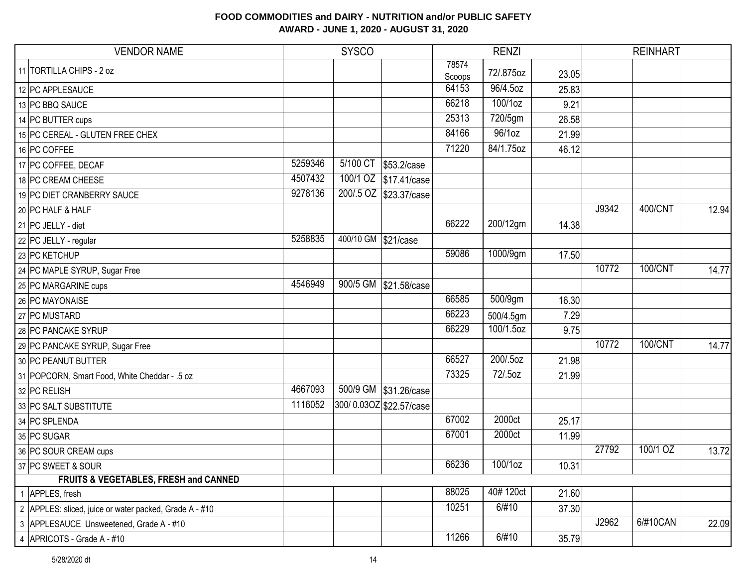## FOOD COMMODITIES and DAIRY - NUTRITION and/or PUBLIC SAFETY
### AWARD - JUNE 1, 2020 - AUGUST 31, 2020

| | VENDOR NAME | SYSCO | | | RENZI | | | REINHART | | |
|---|---|---|---|---|---|---|---|---|---|---|
| 11 | TORTILLA CHIPS - 2 oz | | | | 78574 Scoops | 72/.875oz | 23.05 | | | |
| 12 | PC APPLESAUCE | | | | 64153 | 96/4.5oz | 25.83 | | | |
| 13 | PC BBQ SAUCE | | | | 66218 | 100/1oz | 9.21 | | | |
| 14 | PC BUTTER cups | | | | 25313 | 720/5gm | 26.58 | | | |
| 15 | PC CEREAL - GLUTEN FREE CHEX | | | | 84166 | 96/1oz | 21.99 | | | |
| 16 | PC COFFEE | | | | 71220 | 84/1.75oz | 46.12 | | | |
| 17 | PC COFFEE, DECAF | 5259346 | 5/100 CT | $53.2/case | | | | | | |
| 18 | PC CREAM CHEESE | 4507432 | 100/1 OZ | $17.41/case | | | | | | |
| 19 | PC DIET CRANBERRY SAUCE | 9278136 | 200/.5 OZ | $23.37/case | | | | | | |
| 20 | PC HALF & HALF | | | | | | | J9342 | 400/CNT | 12.94 |
| 21 | PC JELLY - diet | | | | 66222 | 200/12gm | 14.38 | | | |
| 22 | PC JELLY - regular | 5258835 | 400/10 GM | $21/case | | | | | | |
| 23 | PC KETCHUP | | | | 59086 | 1000/9gm | 17.50 | | | |
| 24 | PC MAPLE SYRUP, Sugar Free | | | | | | | 10772 | 100/CNT | 14.77 |
| 25 | PC MARGARINE cups | 4546949 | 900/5 GM | $21.58/case | | | | | | |
| 26 | PC MAYONAISE | | | | 66585 | 500/9gm | 16.30 | | | |
| 27 | PC MUSTARD | | | | 66223 | 500/4.5gm | 7.29 | | | |
| 28 | PC PANCAKE SYRUP | | | | 66229 | 100/1.5oz | 9.75 | | | |
| 29 | PC PANCAKE SYRUP, Sugar Free | | | | | | | 10772 | 100/CNT | 14.77 |
| 30 | PC PEANUT BUTTER | | | | 66527 | 200/.5oz | 21.98 | | | |
| 31 | POPCORN, Smart Food, White Cheddar - .5 oz | | | | 73325 | 72/.5oz | 21.99 | | | |
| 32 | PC RELISH | 4667093 | 500/9 GM | $31.26/case | | | | | | |
| 33 | PC SALT SUBSTITUTE | 1116052 | 300/ 0.03OZ | $22.57/case | | | | | | |
| 34 | PC SPLENDA | | | | 67002 | 2000ct | 25.17 | | | |
| 35 | PC SUGAR | | | | 67001 | 2000ct | 11.99 | | | |
| 36 | PC SOUR CREAM cups | | | | | | | 27792 | 100/1 OZ | 13.72 |
| 37 | PC SWEET & SOUR | | | | 66236 | 100/1oz | 10.31 | | | |
| | **FRUITS & VEGETABLES, FRESH and CANNED** | | | | | | | | | |
| 1 | APPLES, fresh | | | | 88025 | 40# 120ct | 21.60 | | | |
| 2 | APPLES: sliced, juice or water packed, Grade A - #10 | | | | 10251 | 6/#10 | 37.30 | | | |
| 3 | APPLESAUCE Unsweetened, Grade A - #10 | | | | | | | J2962 | 6/#10CAN | 22.09 |
| 4 | APRICOTS - Grade A - #10 | | | | 11266 | 6/#10 | 35.79 | | | |

5/28/2020 dt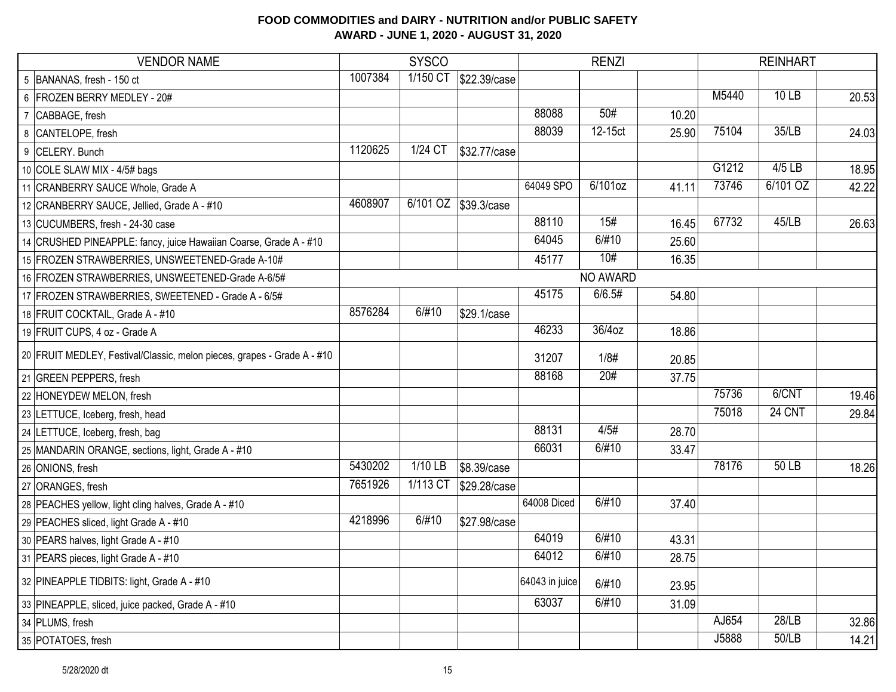# FOOD COMMODITIES and DAIRY - NUTRITION and/or PUBLIC SAFETY
## AWARD - JUNE 1, 2020 - AUGUST 31, 2020

| | VENDOR NAME | SYSCO | | | RENZI | | | REINHART | | |
|---|---|---|---|---|---|---|---|---|---|---|
| 5 | BANANAS, fresh - 150 ct | 1007384 | 1/150 CT | $22.39/case | | | | | | |
| 6 | FROZEN BERRY MEDLEY - 20# | | | | | | | M5440 | 10 LB | 20.53 |
| 7 | CABBAGE, fresh | | | | 88088 | 50# | 10.20 | | | |
| 8 | CANTELOPE, fresh | | | | 88039 | 12-15ct | 25.90 | 75104 | 35/LB | 24.03 |
| 9 | CELERY. Bunch | 1120625 | 1/24 CT | $32.77/case | | | | | | |
| 10 | COLE SLAW MIX - 4/5# bags | | | | | | | G1212 | 4/5 LB | 18.95 |
| 11 | CRANBERRY SAUCE Whole, Grade A | | | | 64049 SPO | 6/101oz | 41.11 | 73746 | 6/101 OZ | 42.22 |
| 12 | CRANBERRY SAUCE, Jellied, Grade A - #10 | 4608907 | 6/101 OZ | $39.3/case | | | | | | |
| 13 | CUCUMBERS, fresh - 24-30 case | | | | 88110 | 15# | 16.45 | 67732 | 45/LB | 26.63 |
| 14 | CRUSHED PINEAPPLE: fancy, juice Hawaiian Coarse, Grade A - #10 | | | | 64045 | 6/#10 | 25.60 | | | |
| 15 | FROZEN STRAWBERRIES, UNSWEETENED-Grade A-10# | | | | 45177 | 10# | 16.35 | | | |
| 16 | FROZEN STRAWBERRIES, UNSWEETENED-Grade A-6/5# | | | | | NO AWARD | | | | |
| 17 | FROZEN STRAWBERRIES, SWEETENED - Grade A - 6/5# | | | | 45175 | 6/6.5# | 54.80 | | | |
| 18 | FRUIT COCKTAIL, Grade A - #10 | 8576284 | 6/#10 | $29.1/case | | | | | | |
| 19 | FRUIT CUPS, 4 oz - Grade A | | | | 46233 | 36/4oz | 18.86 | | | |
| 20 | FRUIT MEDLEY, Festival/Classic, melon pieces, grapes - Grade A - #10 | | | | 31207 | 1/8# | 20.85 | | | |
| 21 | GREEN PEPPERS, fresh | | | | 88168 | 20# | 37.75 | | | |
| 22 | HONEYDEW MELON, fresh | | | | | | | 75736 | 6/CNT | 19.46 |
| 23 | LETTUCE, Iceberg, fresh, head | | | | | | | 75018 | 24 CNT | 29.84 |
| 24 | LETTUCE, Iceberg, fresh, bag | | | | 88131 | 4/5# | 28.70 | | | |
| 25 | MANDARIN ORANGE, sections, light, Grade A - #10 | | | | 66031 | 6/#10 | 33.47 | | | |
| 26 | ONIONS, fresh | 5430202 | 1/10 LB | $8.39/case | | | | 78176 | 50 LB | 18.26 |
| 27 | ORANGES, fresh | 7651926 | 1/113 CT | $29.28/case | | | | | | |
| 28 | PEACHES yellow, light cling halves, Grade A - #10 | | | | 64008 Diced | 6/#10 | 37.40 | | | |
| 29 | PEACHES sliced, light Grade A - #10 | 4218996 | 6/#10 | $27.98/case | | | | | | |
| 30 | PEARS halves, light Grade A - #10 | | | | 64019 | 6/#10 | 43.31 | | | |
| 31 | PEARS pieces, light Grade A - #10 | | | | 64012 | 6/#10 | 28.75 | | | |
| 32 | PINEAPPLE TIDBITS: light, Grade A - #10 | | | | 64043 in juice | 6/#10 | 23.95 | | | |
| 33 | PINEAPPLE, sliced, juice packed, Grade A - #10 | | | | 63037 | 6/#10 | 31.09 | | | |
| 34 | PLUMS, fresh | | | | | | | AJ654 | 28/LB | 32.86 |
| 35 | POTATOES, fresh | | | | | | | J5888 | 50/LB | 14.21 |

5/28/2020 dt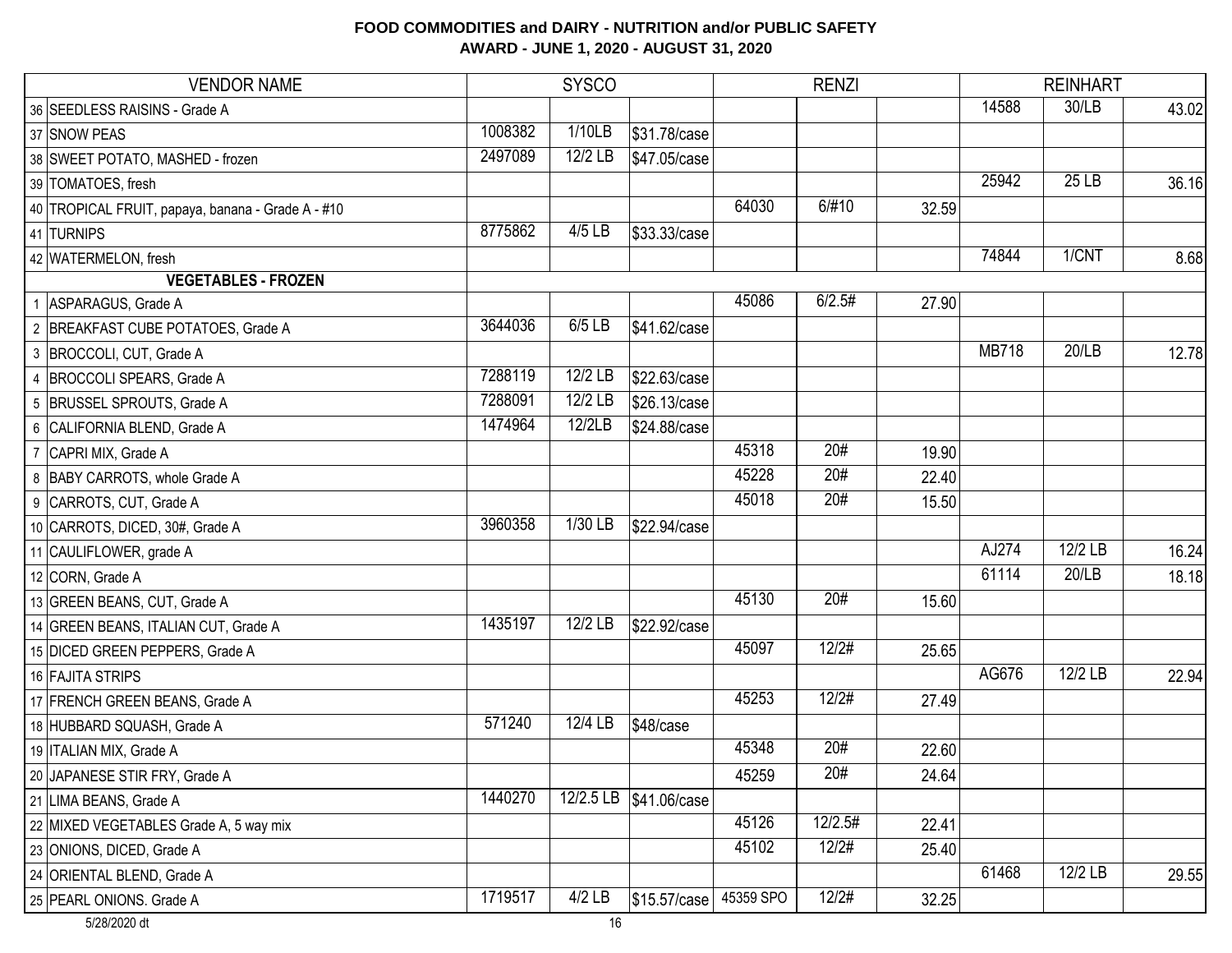# FOOD COMMODITIES and DAIRY - NUTRITION and/or PUBLIC SAFETY

## AWARD - JUNE 1, 2020 - AUGUST 31, 2020

| VENDOR NAME | SYSCO | | | RENZI | | | REINHART | | |
|---|---|---|---|---|---|---|---|---|---|
| 36 SEEDLESS RAISINS - Grade A | | | | | | | 14588 | 30/LB | 43.02 |
| 37 SNOW PEAS | 1008382 | 1/10LB | $31.78/case | | | | | | |
| 38 SWEET POTATO, MASHED - frozen | 2497089 | 12/2 LB | $47.05/case | | | | | | |
| 39 TOMATOES, fresh | | | | | | | 25942 | 25 LB | 36.16 |
| 40 TROPICAL FRUIT, papaya, banana - Grade A - #10 | | | | 64030 | 6/#10 | 32.59 | | | |
| 41 TURNIPS | 8775862 | 4/5 LB | $33.33/case | | | | | | |
| 42 WATERMELON, fresh | | | | | | | 74844 | 1/CNT | 8.68 |
| **VEGETABLES - FROZEN** | | | | | | | | | |
| 1 ASPARAGUS, Grade A | | | | 45086 | 6/2.5# | 27.90 | | | |
| 2 BREAKFAST CUBE POTATOES, Grade A | 3644036 | 6/5 LB | $41.62/case | | | | | | |
| 3 BROCCOLI, CUT, Grade A | | | | | | | MB718 | 20/LB | 12.78 |
| 4 BROCCOLI SPEARS, Grade A | 7288119 | 12/2 LB | $22.63/case | | | | | | |
| 5 BRUSSEL SPROUTS, Grade A | 7288091 | 12/2 LB | $26.13/case | | | | | | |
| 6 CALIFORNIA BLEND, Grade A | 1474964 | 12/2LB | $24.88/case | | | | | | |
| 7 CAPRI MIX, Grade A | | | | 45318 | 20# | 19.90 | | | |
| 8 BABY CARROTS, whole Grade A | | | | 45228 | 20# | 22.40 | | | |
| 9 CARROTS, CUT, Grade A | | | | 45018 | 20# | 15.50 | | | |
| 10 CARROTS, DICED, 30#, Grade A | 3960358 | 1/30 LB | $22.94/case | | | | | | |
| 11 CAULIFLOWER, grade A | | | | | | | AJ274 | 12/2 LB | 16.24 |
| 12 CORN, Grade A | | | | | | | 61114 | 20/LB | 18.18 |
| 13 GREEN BEANS, CUT, Grade A | | | | 45130 | 20# | 15.60 | | | |
| 14 GREEN BEANS, ITALIAN CUT, Grade A | 1435197 | 12/2 LB | $22.92/case | | | | | | |
| 15 DICED GREEN PEPPERS, Grade A | | | | 45097 | 12/2# | 25.65 | | | |
| 16 FAJITA STRIPS | | | | | | | AG676 | 12/2 LB | 22.94 |
| 17 FRENCH GREEN BEANS, Grade A | | | | 45253 | 12/2# | 27.49 | | | |
| 18 HUBBARD SQUASH, Grade A | 571240 | 12/4 LB | $48/case | | | | | | |
| 19 ITALIAN MIX, Grade A | | | | 45348 | 20# | 22.60 | | | |
| 20 JAPANESE STIR FRY, Grade A | | | | 45259 | 20# | 24.64 | | | |
| 21 LIMA BEANS, Grade A | 1440270 | 12/2.5 LB | $41.06/case | | | | | | |
| 22 MIXED VEGETABLES Grade A, 5 way mix | | | | 45126 | 12/2.5# | 22.41 | | | |
| 23 ONIONS, DICED, Grade A | | | | 45102 | 12/2# | 25.40 | | | |
| 24 ORIENTAL BLEND, Grade A | | | | | | | 61468 | 12/2 LB | 29.55 |
| 25 PEARL ONIONS. Grade A | 1719517 | 4/2 LB | $15.57/case | 45359 SPO | 12/2# | 32.25 | | | |

5/28/2020 dt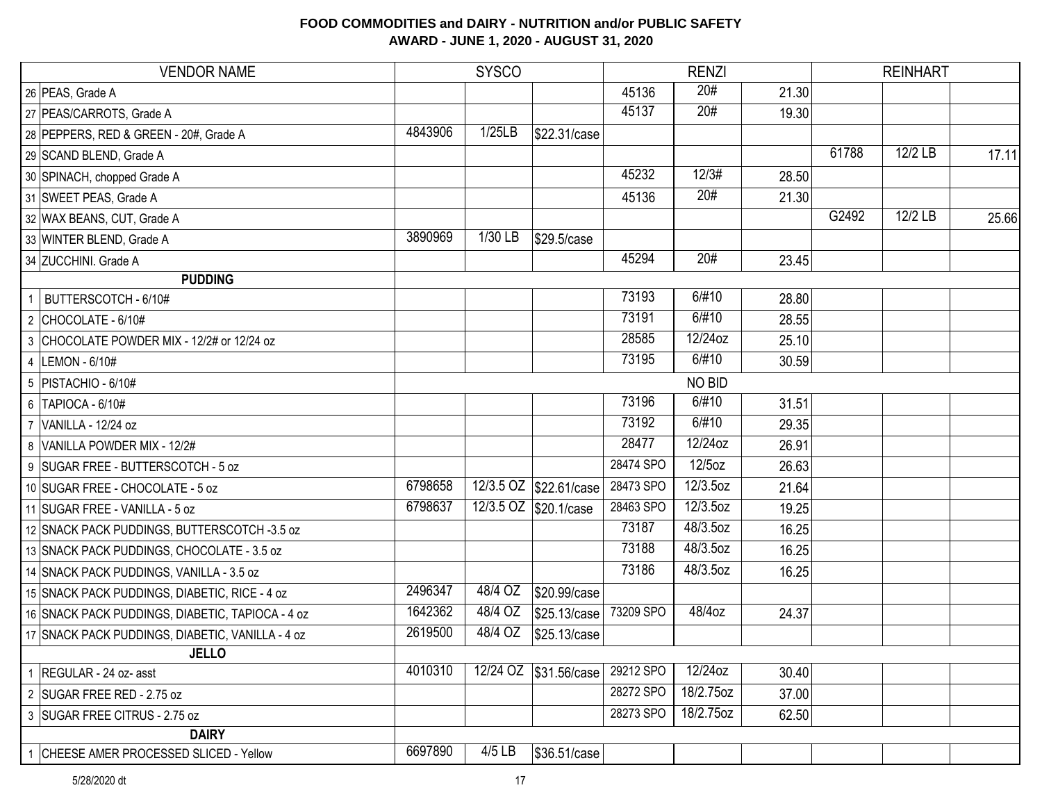# FOOD COMMODITIES and DAIRY - NUTRITION and/or PUBLIC SAFETY
## AWARD - JUNE 1, 2020 - AUGUST 31, 2020

| VENDOR NAME | | SYSCO | | | RENZI | | | REINHART | | |
|---|---|---|---|---|---|---|---|---|---|---|
| 26 | PEAS, Grade A | | | | 45136 | 20# | 21.30 | | | |
| 27 | PEAS/CARROTS, Grade A | | | | 45137 | 20# | 19.30 | | | |
| 28 | PEPPERS, RED & GREEN - 20#, Grade A | 4843906 | 1/25LB | $22.31/case | | | | | | |
| 29 | SCAND BLEND, Grade A | | | | | | | 61788 | 12/2 LB | 17.11 |
| 30 | SPINACH, chopped Grade A | | | | 45232 | 12/3# | 28.50 | | | |
| 31 | SWEET PEAS, Grade A | | | | 45136 | 20# | 21.30 | | | |
| 32 | WAX BEANS, CUT, Grade A | | | | | | | G2492 | 12/2 LB | 25.66 |
| 33 | WINTER BLEND, Grade A | 3890969 | 1/30 LB | $29.5/case | | | | | | |
| 34 | ZUCCHINI. Grade A | | | | 45294 | 20# | 23.45 | | | |
| | **PUDDING** | | | | | | | | | |
| 1 | BUTTERSCOTCH - 6/10# | | | | 73193 | 6/#10 | 28.80 | | | |
| 2 | CHOCOLATE - 6/10# | | | | 73191 | 6/#10 | 28.55 | | | |
| 3 | CHOCOLATE POWDER MIX - 12/2# or 12/24 oz | | | | 28585 | 12/24oz | 25.10 | | | |
| 4 | LEMON - 6/10# | | | | 73195 | 6/#10 | 30.59 | | | |
| 5 | PISTACHIO - 6/10# | | | | | NO BID | | | | |
| 6 | TAPIOCA - 6/10# | | | | 73196 | 6/#10 | 31.51 | | | |
| 7 | VANILLA - 12/24 oz | | | | 73192 | 6/#10 | 29.35 | | | |
| 8 | VANILLA POWDER MIX - 12/2# | | | | 28477 | 12/24oz | 26.91 | | | |
| 9 | SUGAR FREE - BUTTERSCOTCH - 5 oz | | | | 28474 SPO | 12/5oz | 26.63 | | | |
| 10 | SUGAR FREE - CHOCOLATE - 5 oz | 6798658 | 12/3.5 OZ | $22.61/case | 28473 SPO | 12/3.5oz | 21.64 | | | |
| 11 | SUGAR FREE - VANILLA - 5 oz | 6798637 | 12/3.5 OZ | $20.1/case | 28463 SPO | 12/3.5oz | 19.25 | | | |
| 12 | SNACK PACK PUDDINGS, BUTTERSCOTCH -3.5 oz | | | | 73187 | 48/3.5oz | 16.25 | | | |
| 13 | SNACK PACK PUDDINGS, CHOCOLATE - 3.5 oz | | | | 73188 | 48/3.5oz | 16.25 | | | |
| 14 | SNACK PACK PUDDINGS, VANILLA - 3.5 oz | | | | 73186 | 48/3.5oz | 16.25 | | | |
| 15 | SNACK PACK PUDDINGS, DIABETIC, RICE - 4 oz | 2496347 | 48/4 OZ | $20.99/case | | | | | | |
| 16 | SNACK PACK PUDDINGS, DIABETIC, TAPIOCA - 4 oz | 1642362 | 48/4 OZ | $25.13/case | 73209 SPO | 48/4oz | 24.37 | | | |
| 17 | SNACK PACK PUDDINGS, DIABETIC, VANILLA - 4 oz | 2619500 | 48/4 OZ | $25.13/case | | | | | | |
| | **JELLO** | | | | | | | | | |
| 1 | REGULAR - 24 oz- asst | 4010310 | 12/24 OZ | $31.56/case | 29212 SPO | 12/24oz | 30.40 | | | |
| 2 | SUGAR FREE RED - 2.75 oz | | | | 28272 SPO | 18/2.75oz | 37.00 | | | |
| 3 | SUGAR FREE CITRUS - 2.75 oz | | | | 28273 SPO | 18/2.75oz | 62.50 | | | |
| | **DAIRY** | | | | | | | | | |
| 1 | CHEESE AMER PROCESSED SLICED - Yellow | 6697890 | 4/5 LB | $36.51/case | | | | | | |

5/28/2020 dt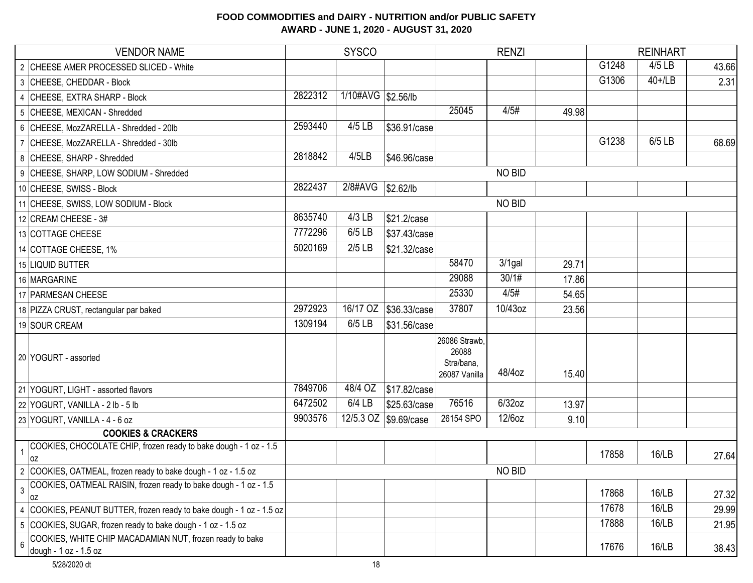**FOOD COMMODITIES and DAIRY - NUTRITION and/or PUBLIC SAFETY**
**AWARD - JUNE 1, 2020 - AUGUST 31, 2020**

| | VENDOR NAME | SYSCO | | | RENZI | | | REINHART | | |
|---|---|---|---|---|---|---|---|---|---|---|
| 2 | CHEESE AMER PROCESSED SLICED - White | | | | | | | G1248 | 4/5 LB | 43.66 |
| 3 | CHEESE, CHEDDAR - Block | | | | | | | G1306 | 40+/LB | 2.31 |
| 4 | CHEESE, EXTRA SHARP - Block | 2822312 | 1/10#AVG | $2.56/lb | | | | | | |
| 5 | CHEESE, MEXICAN - Shredded | | | | 25045 | 4/5# | 49.98 | | | |
| 6 | CHEESE, MozZARELLA - Shredded - 20lb | 2593440 | 4/5 LB | $36.91/case | | | | | | |
| 7 | CHEESE, MozZARELLA - Shredded - 30lb | | | | | | | G1238 | 6/5 LB | 68.69 |
| 8 | CHEESE, SHARP - Shredded | 2818842 | 4/5LB | $46.96/case | | | | | | |
| 9 | CHEESE, SHARP, LOW SODIUM - Shredded | | | | | NO BID | | | | |
| 10 | CHEESE, SWISS - Block | 2822437 | 2/8#AVG | $2.62/lb | | | | | | |
| 11 | CHEESE, SWISS, LOW SODIUM - Block | | | | | NO BID | | | | |
| 12 | CREAM CHEESE - 3# | 8635740 | 4/3 LB | $21.2/case | | | | | | |
| 13 | COTTAGE CHEESE | 7772296 | 6/5 LB | $37.43/case | | | | | | |
| 14 | COTTAGE CHEESE, 1% | 5020169 | 2/5 LB | $21.32/case | | | | | | |
| 15 | LIQUID BUTTER | | | | 58470 | 3/1gal | 29.71 | | | |
| 16 | MARGARINE | | | | 29088 | 30/1# | 17.86 | | | |
| 17 | PARMESAN CHEESE | | | | 25330 | 4/5# | 54.65 | | | |
| 18 | PIZZA CRUST, rectangular par baked | 2972923 | 16/17 OZ | $36.33/case | 37807 | 10/43oz | 23.56 | | | |
| 19 | SOUR CREAM | 1309194 | 6/5 LB | $31.56/case | | | | | | |
| 20 | YOGURT - assorted | | | | 26086 Strawb, 26088 Stra/bana, 26087 Vanilla | 48/4oz | 15.40 | | | |
| 21 | YOGURT, LIGHT - assorted flavors | 7849706 | 48/4 OZ | $17.82/case | | | | | | |
| 22 | YOGURT, VANILLA - 2 lb - 5 lb | 6472502 | 6/4 LB | $25.63/case | 76516 | 6/32oz | 13.97 | | | |
| 23 | YOGURT, VANILLA - 4 - 6 oz | 9903576 | 12/5.3 OZ | $9.69/case | 26154 SPO | 12/6oz | 9.10 | | | |
| | **COOKIES & CRACKERS** | | | | | | | | | |
| 1 | COOKIES, CHOCOLATE CHIP, frozen ready to bake dough - 1 oz - 1.5 oz | | | | | | | 17858 | 16/LB | 27.64 |
| 2 | COOKIES, OATMEAL, frozen ready to bake dough - 1 oz - 1.5 oz | | | | | NO BID | | | | |
| 3 | COOKIES, OATMEAL RAISIN, frozen ready to bake dough - 1 oz - 1.5 oz | | | | | | | 17868 | 16/LB | 27.32 |
| 4 | COOKIES, PEANUT BUTTER, frozen ready to bake dough - 1 oz - 1.5 oz | | | | | | | 17678 | 16/LB | 29.99 |
| 5 | COOKIES, SUGAR, frozen ready to bake dough - 1 oz - 1.5 oz | | | | | | | 17888 | 16/LB | 21.95 |
| 6 | COOKIES, WHITE CHIP MACADAMIAN NUT, frozen ready to bake dough - 1 oz - 1.5 oz | | | | | | | 17676 | 16/LB | 38.43 |

5/28/2020 dt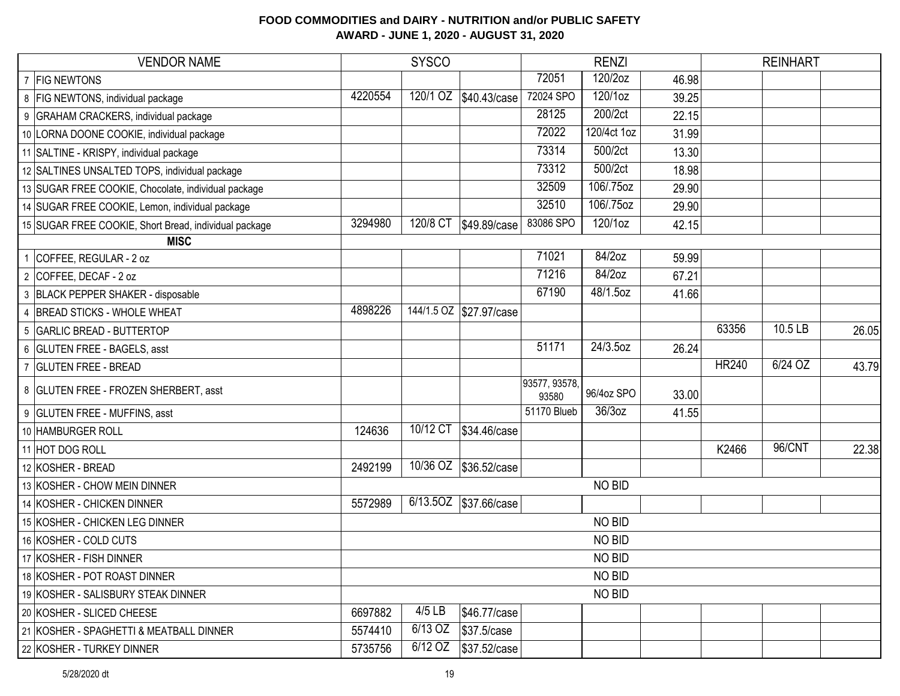**FOOD COMMODITIES and DAIRY - NUTRITION and/or PUBLIC SAFETY**
**AWARD - JUNE 1, 2020 - AUGUST 31, 2020**

| | VENDOR NAME | SYSCO | | | RENZI | | | REINHART | | |
|---|---|---|---|---|---|---|---|---|---|---|
| 7 | FIG NEWTONS | | | | 72051 | 120/2oz | 46.98 | | | |
| 8 | FIG NEWTONS, individual package | 4220554 | 120/1 OZ | $40.43/case | 72024 SPO | 120/1oz | 39.25 | | | |
| 9 | GRAHAM CRACKERS, individual package | | | | 28125 | 200/2ct | 22.15 | | | |
| 10 | LORNA DOONE COOKIE, individual package | | | | 72022 | 120/4ct 1oz | 31.99 | | | |
| 11 | SALTINE - KRISPY, individual package | | | | 73314 | 500/2ct | 13.30 | | | |
| 12 | SALTINES UNSALTED TOPS, individual package | | | | 73312 | 500/2ct | 18.98 | | | |
| 13 | SUGAR FREE COOKIE, Chocolate, individual package | | | | 32509 | 106/.75oz | 29.90 | | | |
| 14 | SUGAR FREE COOKIE, Lemon, individual package | | | | 32510 | 106/.75oz | 29.90 | | | |
| 15 | SUGAR FREE COOKIE, Short Bread, individual package | 3294980 | 120/8 CT | $49.89/case | 83086 SPO | 120/1oz | 42.15 | | | |
| | **MISC** | | | | | | | | | |
| 1 | COFFEE, REGULAR - 2 oz | | | | 71021 | 84/2oz | 59.99 | | | |
| 2 | COFFEE, DECAF - 2 oz | | | | 71216 | 84/2oz | 67.21 | | | |
| 3 | BLACK PEPPER SHAKER - disposable | | | | 67190 | 48/1.5oz | 41.66 | | | |
| 4 | BREAD STICKS - WHOLE WHEAT | 4898226 | 144/1.5 OZ | $27.97/case | | | | | | |
| 5 | GARLIC BREAD - BUTTERTOP | | | | | | | 63356 | 10.5 LB | 26.05 |
| 6 | GLUTEN FREE - BAGELS, asst | | | | 51171 | 24/3.5oz | 26.24 | | | |
| 7 | GLUTEN FREE - BREAD | | | | | | | HR240 | 6/24 OZ | 43.79 |
| 8 | GLUTEN FREE - FROZEN SHERBERT, asst | | | | 93577, 93578, 93580 | 96/4oz SPO | 33.00 | | | |
| 9 | GLUTEN FREE - MUFFINS, asst | | | | 51170 Blueb | 36/3oz | 41.55 | | | |
| 10 | HAMBURGER ROLL | 124636 | 10/12 CT | $34.46/case | | | | | | |
| 11 | HOT DOG ROLL | | | | | | | K2466 | 96/CNT | 22.38 |
| 12 | KOSHER - BREAD | 2492199 | 10/36 OZ | $36.52/case | | | | | | |
| 13 | KOSHER - CHOW MEIN DINNER | | | | | NO BID | | | | |
| 14 | KOSHER - CHICKEN DINNER | 5572989 | 6/13.5OZ | $37.66/case | | | | | | |
| 15 | KOSHER - CHICKEN LEG DINNER | | | | | NO BID | | | | |
| 16 | KOSHER - COLD CUTS | | | | | NO BID | | | | |
| 17 | KOSHER - FISH DINNER | | | | | NO BID | | | | |
| 18 | KOSHER - POT ROAST DINNER | | | | | NO BID | | | | |
| 19 | KOSHER - SALISBURY STEAK DINNER | | | | | NO BID | | | | |
| 20 | KOSHER - SLICED CHEESE | 6697882 | 4/5 LB | $46.77/case | | | | | | |
| 21 | KOSHER - SPAGHETTI & MEATBALL DINNER | 5574410 | 6/13 OZ | $37.5/case | | | | | | |
| 22 | KOSHER - TURKEY DINNER | 5735756 | 6/12 OZ | $37.52/case | | | | | | |

5/28/2020 dt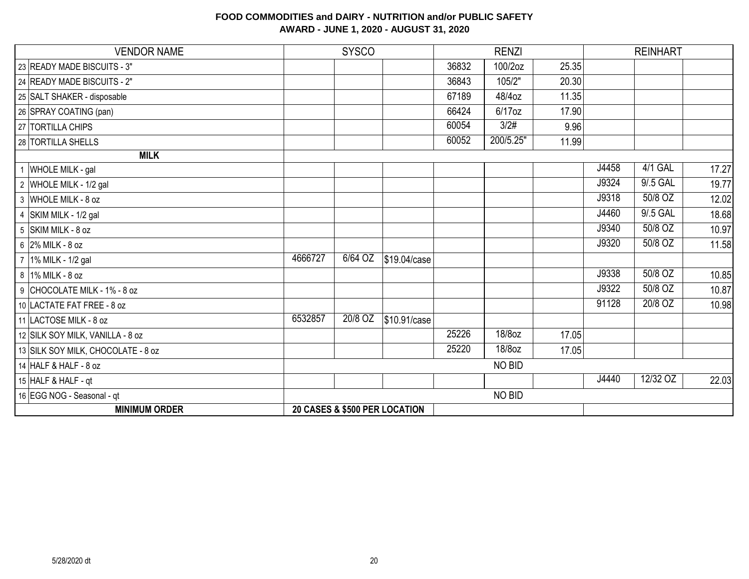# FOOD COMMODITIES and DAIRY - NUTRITION and/or PUBLIC SAFETY
## AWARD - JUNE 1, 2020 - AUGUST 31, 2020

| | VENDOR NAME | SYSCO | | | RENZI | | | REINHART | | |
|---|---|---|---|---|---|---|---|---|---|---|
| 23 | READY MADE BISCUITS - 3" | | | | 36832 | 100/2oz | 25.35 | | | |
| 24 | READY MADE BISCUITS - 2" | | | | 36843 | 105/2" | 20.30 | | | |
| 25 | SALT SHAKER - disposable | | | | 67189 | 48/4oz | 11.35 | | | |
| 26 | SPRAY COATING (pan) | | | | 66424 | 6/17oz | 17.90 | | | |
| 27 | TORTILLA CHIPS | | | | 60054 | 3/2# | 9.96 | | | |
| 28 | TORTILLA SHELLS | | | | 60052 | 200/5.25" | 11.99 | | | |
| | **MILK** | | | | | | | | | |
| 1 | WHOLE MILK - gal | | | | | | | J4458 | 4/1 GAL | 17.27 |
| 2 | WHOLE MILK - 1/2 gal | | | | | | | J9324 | 9/.5 GAL | 19.77 |
| 3 | WHOLE MILK - 8 oz | | | | | | | J9318 | 50/8 OZ | 12.02 |
| 4 | SKIM MILK - 1/2 gal | | | | | | | J4460 | 9/.5 GAL | 18.68 |
| 5 | SKIM MILK - 8 oz | | | | | | | J9340 | 50/8 OZ | 10.97 |
| 6 | 2% MILK - 8 oz | | | | | | | J9320 | 50/8 OZ | 11.58 |
| 7 | 1% MILK - 1/2 gal | 4666727 | 6/64 OZ | $19.04/case | | | | | | |
| 8 | 1% MILK - 8 oz | | | | | | | J9338 | 50/8 OZ | 10.85 |
| 9 | CHOCOLATE MILK - 1% - 8 oz | | | | | | | J9322 | 50/8 OZ | 10.87 |
| 10 | LACTATE FAT FREE - 8 oz | | | | | | | 91128 | 20/8 OZ | 10.98 |
| 11 | LACTOSE MILK - 8 oz | 6532857 | 20/8 OZ | $10.91/case | | | | | | |
| 12 | SILK SOY MILK, VANILLA - 8 oz | | | | 25226 | 18/8oz | 17.05 | | | |
| 13 | SILK SOY MILK, CHOCOLATE - 8 oz | | | | 25220 | 18/8oz | 17.05 | | | |
| 14 | HALF & HALF - 8 oz | NO BID | | | | | | | | |
| 15 | HALF & HALF - qt | | | | | | | J4440 | 12/32 OZ | 22.03 |
| 16 | EGG NOG - Seasonal - qt | NO BID | | | | | | | | |
| | **MINIMUM ORDER** | **20 CASES & $500 PER LOCATION** | | | | | | | | |

5/28/2020 dt